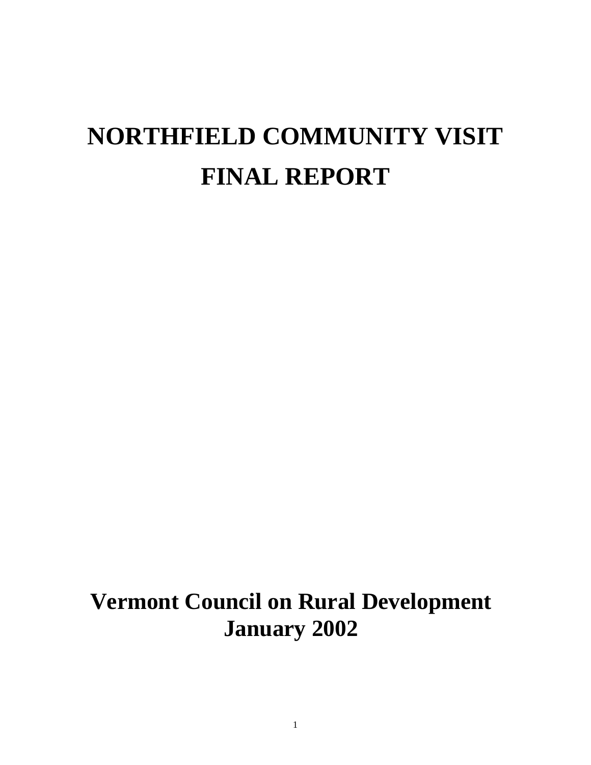# NORTHFIELD COMMUNITY VISIT FINAL REPORT

**Vermont Council on Rural Development**
**January 2002**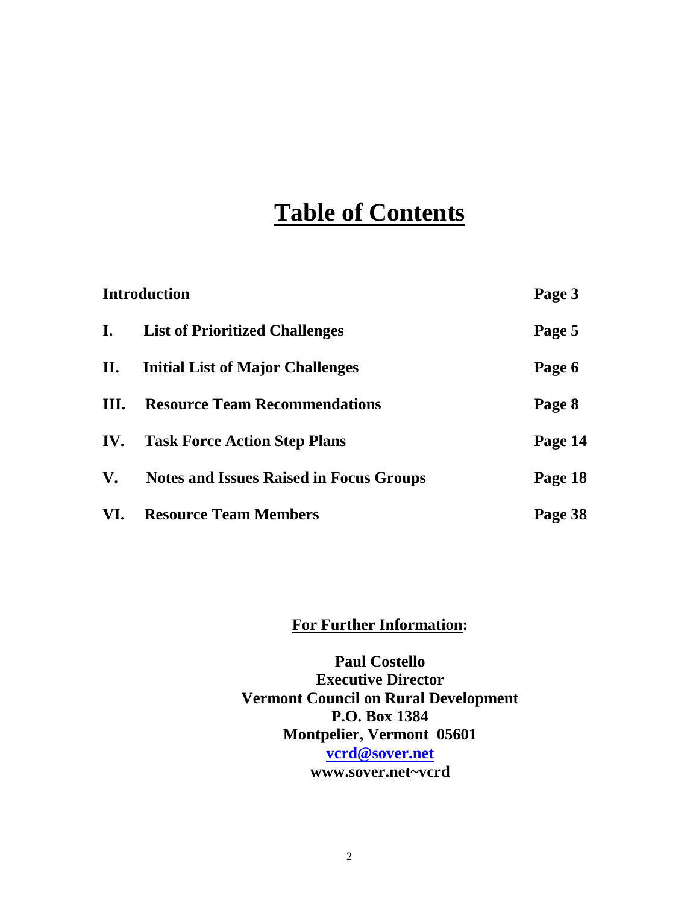# Table of Contents

| | | |
|---|---|---|
| **Introduction** | | **Page 3** |
| **I.** | **List of Prioritized Challenges** | **Page 5** |
| **II.** | **Initial List of Major Challenges** | **Page 6** |
| **III.** | **Resource Team Recommendations** | **Page 8** |
| **IV.** | **Task Force Action Step Plans** | **Page 14** |
| **V.** | **Notes and Issues Raised in Focus Groups** | **Page 18** |
| **VI.** | **Resource Team Members** | **Page 38** |

**For Further Information:**

**Paul Costello**
**Executive Director**
**Vermont Council on Rural Development**
**P.O. Box 1384**
**Montpelier, Vermont 05601**
**vcrd@sover.net**
**www.sover.net~vcrd**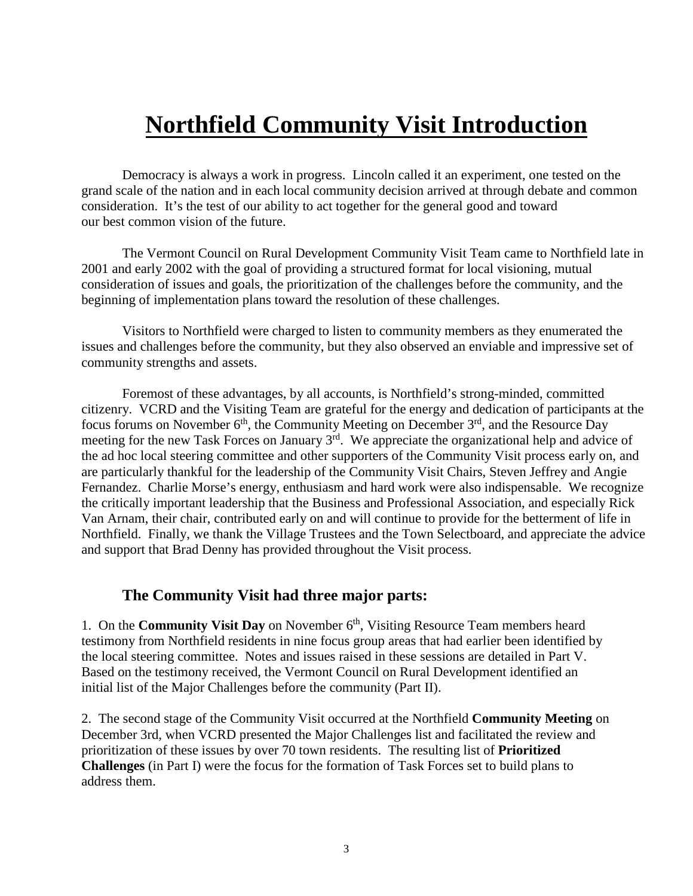# Northfield Community Visit Introduction

Democracy is always a work in progress. Lincoln called it an experiment, one tested on the grand scale of the nation and in each local community decision arrived at through debate and common consideration. It's the test of our ability to act together for the general good and toward our best common vision of the future.

The Vermont Council on Rural Development Community Visit Team came to Northfield late in 2001 and early 2002 with the goal of providing a structured format for local visioning, mutual consideration of issues and goals, the prioritization of the challenges before the community, and the beginning of implementation plans toward the resolution of these challenges.

Visitors to Northfield were charged to listen to community members as they enumerated the issues and challenges before the community, but they also observed an enviable and impressive set of community strengths and assets.

Foremost of these advantages, by all accounts, is Northfield's strong-minded, committed citizenry. VCRD and the Visiting Team are grateful for the energy and dedication of participants at the focus forums on November 6th, the Community Meeting on December 3rd, and the Resource Day meeting for the new Task Forces on January 3rd. We appreciate the organizational help and advice of the ad hoc local steering committee and other supporters of the Community Visit process early on, and are particularly thankful for the leadership of the Community Visit Chairs, Steven Jeffrey and Angie Fernandez. Charlie Morse's energy, enthusiasm and hard work were also indispensable. We recognize the critically important leadership that the Business and Professional Association, and especially Rick Van Arnam, their chair, contributed early on and will continue to provide for the betterment of life in Northfield. Finally, we thank the Village Trustees and the Town Selectboard, and appreciate the advice and support that Brad Denny has provided throughout the Visit process.

### The Community Visit had three major parts:

1. On the **Community Visit Day** on November 6th, Visiting Resource Team members heard testimony from Northfield residents in nine focus group areas that had earlier been identified by the local steering committee. Notes and issues raised in these sessions are detailed in Part V. Based on the testimony received, the Vermont Council on Rural Development identified an initial list of the Major Challenges before the community (Part II).

2. The second stage of the Community Visit occurred at the Northfield **Community Meeting** on December 3rd, when VCRD presented the Major Challenges list and facilitated the review and prioritization of these issues by over 70 town residents. The resulting list of **Prioritized Challenges** (in Part I) were the focus for the formation of Task Forces set to build plans to address them.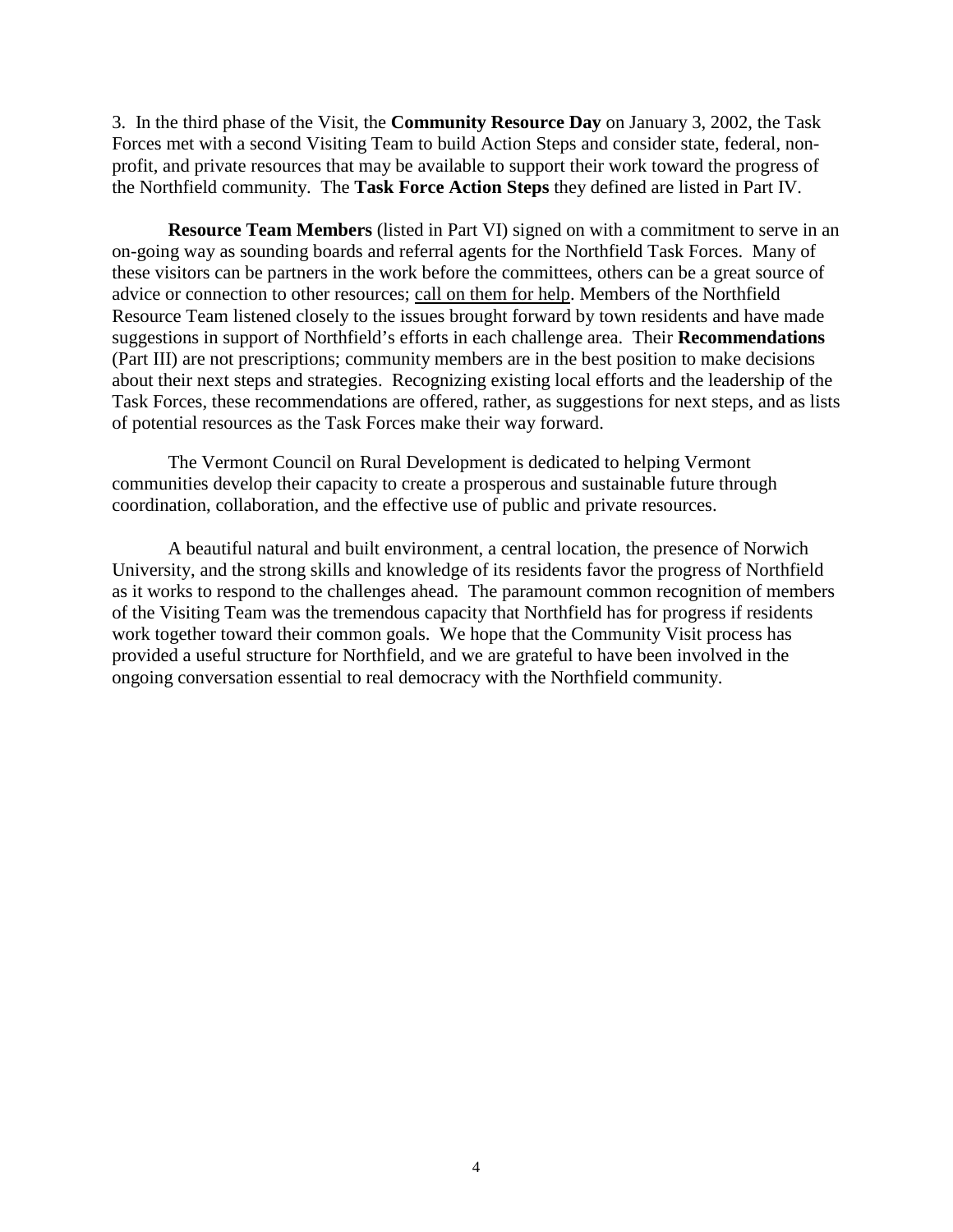3. In the third phase of the Visit, the **Community Resource Day** on January 3, 2002, the Task Forces met with a second Visiting Team to build Action Steps and consider state, federal, non-profit, and private resources that may be available to support their work toward the progress of the Northfield community. The **Task Force Action Steps** they defined are listed in Part IV.

**Resource Team Members** (listed in Part VI) signed on with a commitment to serve in an on-going way as sounding boards and referral agents for the Northfield Task Forces. Many of these visitors can be partners in the work before the committees, others can be a great source of advice or connection to other resources; call on them for help. Members of the Northfield Resource Team listened closely to the issues brought forward by town residents and have made suggestions in support of Northfield's efforts in each challenge area. Their **Recommendations** (Part III) are not prescriptions; community members are in the best position to make decisions about their next steps and strategies. Recognizing existing local efforts and the leadership of the Task Forces, these recommendations are offered, rather, as suggestions for next steps, and as lists of potential resources as the Task Forces make their way forward.

The Vermont Council on Rural Development is dedicated to helping Vermont communities develop their capacity to create a prosperous and sustainable future through coordination, collaboration, and the effective use of public and private resources.

A beautiful natural and built environment, a central location, the presence of Norwich University, and the strong skills and knowledge of its residents favor the progress of Northfield as it works to respond to the challenges ahead. The paramount common recognition of members of the Visiting Team was the tremendous capacity that Northfield has for progress if residents work together toward their common goals. We hope that the Community Visit process has provided a useful structure for Northfield, and we are grateful to have been involved in the ongoing conversation essential to real democracy with the Northfield community.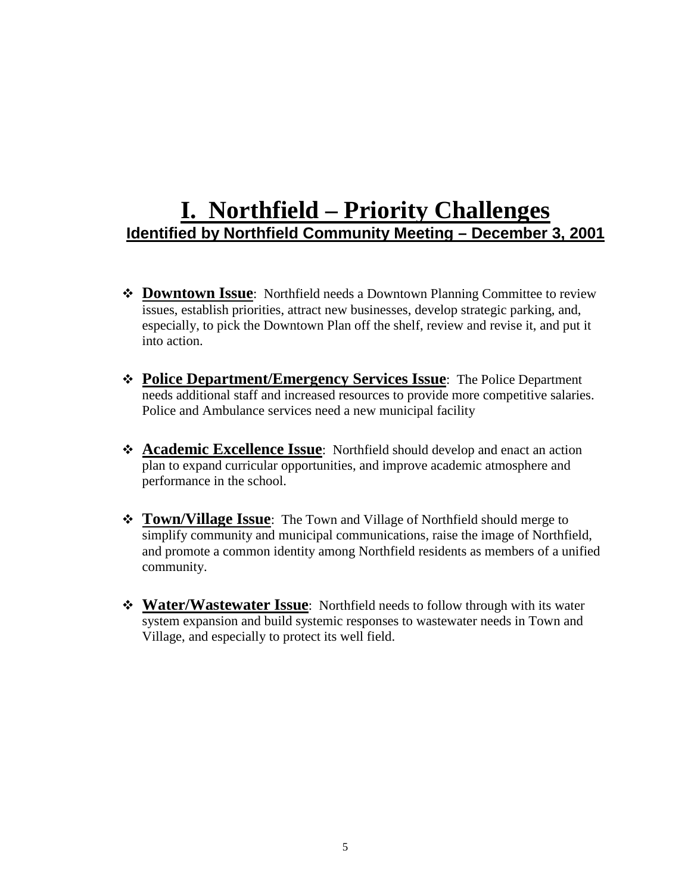# I. Northfield – Priority Challenges

## Identified by Northfield Community Meeting – December 3, 2001

- **Downtown Issue**: Northfield needs a Downtown Planning Committee to review issues, establish priorities, attract new businesses, develop strategic parking, and, especially, to pick the Downtown Plan off the shelf, review and revise it, and put it into action.

- **Police Department/Emergency Services Issue**: The Police Department needs additional staff and increased resources to provide more competitive salaries. Police and Ambulance services need a new municipal facility

- **Academic Excellence Issue**: Northfield should develop and enact an action plan to expand curricular opportunities, and improve academic atmosphere and performance in the school.

- **Town/Village Issue**: The Town and Village of Northfield should merge to simplify community and municipal communications, raise the image of Northfield, and promote a common identity among Northfield residents as members of a unified community.

- **Water/Wastewater Issue**: Northfield needs to follow through with its water system expansion and build systemic responses to wastewater needs in Town and Village, and especially to protect its well field.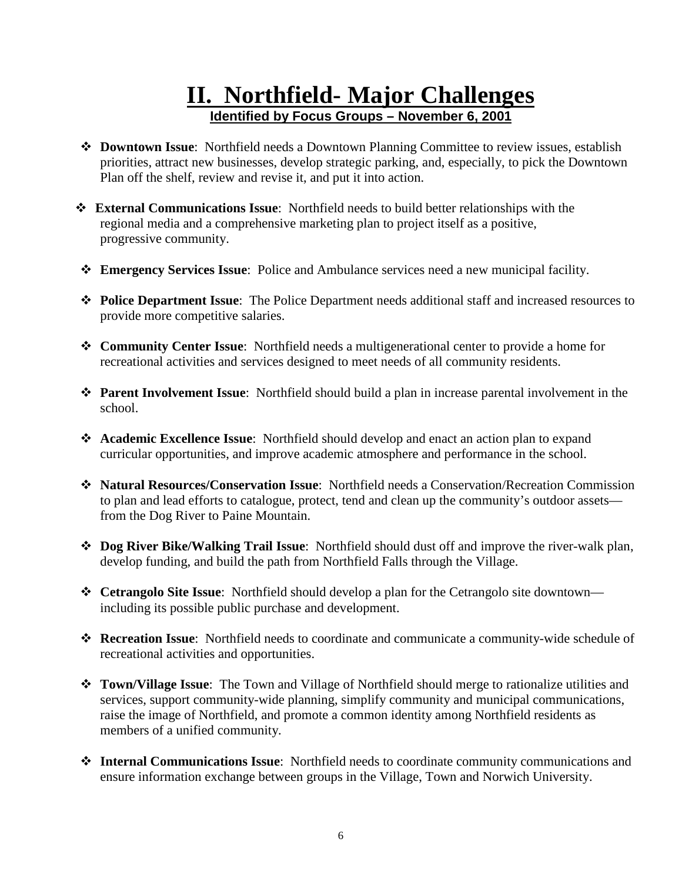# II. Northfield- Major Challenges

**Identified by Focus Groups – November 6, 2001**

- **Downtown Issue**: Northfield needs a Downtown Planning Committee to review issues, establish priorities, attract new businesses, develop strategic parking, and, especially, to pick the Downtown Plan off the shelf, review and revise it, and put it into action.
- **External Communications Issue**: Northfield needs to build better relationships with the regional media and a comprehensive marketing plan to project itself as a positive, progressive community.
- **Emergency Services Issue**: Police and Ambulance services need a new municipal facility.
- **Police Department Issue**: The Police Department needs additional staff and increased resources to provide more competitive salaries.
- **Community Center Issue**: Northfield needs a multigenerational center to provide a home for recreational activities and services designed to meet needs of all community residents.
- **Parent Involvement Issue**: Northfield should build a plan in increase parental involvement in the school.
- **Academic Excellence Issue**: Northfield should develop and enact an action plan to expand curricular opportunities, and improve academic atmosphere and performance in the school.
- **Natural Resources/Conservation Issue**: Northfield needs a Conservation/Recreation Commission to plan and lead efforts to catalogue, protect, tend and clean up the community's outdoor assets—from the Dog River to Paine Mountain.
- **Dog River Bike/Walking Trail Issue**: Northfield should dust off and improve the river-walk plan, develop funding, and build the path from Northfield Falls through the Village.
- **Cetrangolo Site Issue**: Northfield should develop a plan for the Cetrangolo site downtown—including its possible public purchase and development.
- **Recreation Issue**: Northfield needs to coordinate and communicate a community-wide schedule of recreational activities and opportunities.
- **Town/Village Issue**: The Town and Village of Northfield should merge to rationalize utilities and services, support community-wide planning, simplify community and municipal communications, raise the image of Northfield, and promote a common identity among Northfield residents as members of a unified community.
- **Internal Communications Issue**: Northfield needs to coordinate community communications and ensure information exchange between groups in the Village, Town and Norwich University.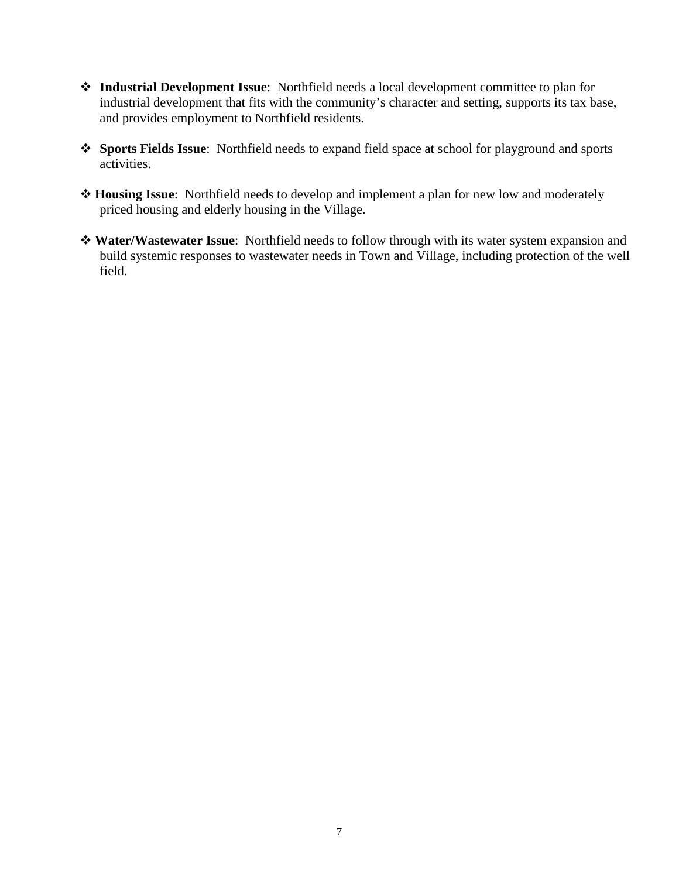- **Industrial Development Issue**: Northfield needs a local development committee to plan for industrial development that fits with the community's character and setting, supports its tax base, and provides employment to Northfield residents.

- **Sports Fields Issue**: Northfield needs to expand field space at school for playground and sports activities.

- **Housing Issue**: Northfield needs to develop and implement a plan for new low and moderately priced housing and elderly housing in the Village.

- **Water/Wastewater Issue**: Northfield needs to follow through with its water system expansion and build systemic responses to wastewater needs in Town and Village, including protection of the well field.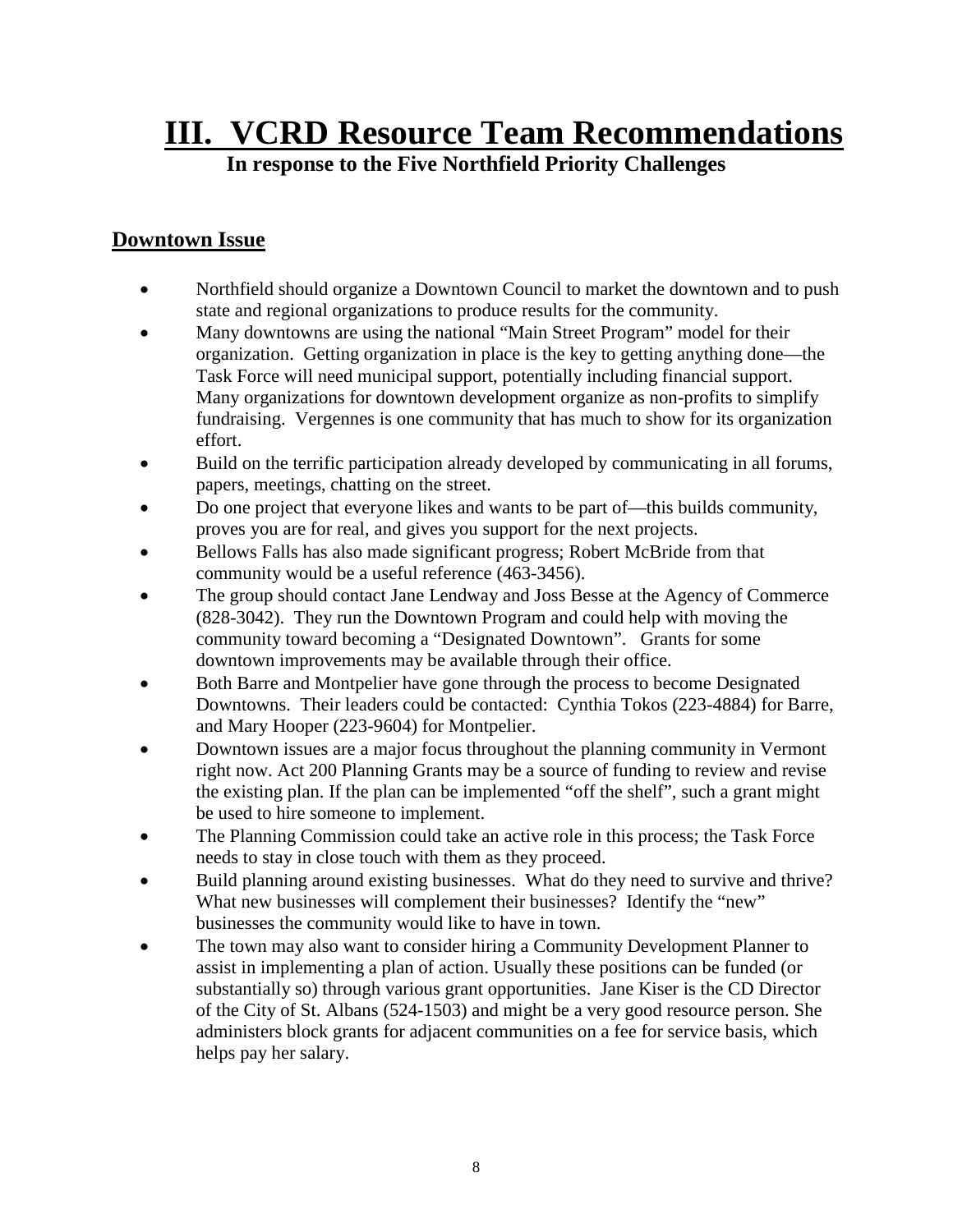# III. VCRD Resource Team Recommendations

**In response to the Five Northfield Priority Challenges**

## Downtown Issue

- Northfield should organize a Downtown Council to market the downtown and to push state and regional organizations to produce results for the community.
- Many downtowns are using the national "Main Street Program" model for their organization. Getting organization in place is the key to getting anything done—the Task Force will need municipal support, potentially including financial support. Many organizations for downtown development organize as non-profits to simplify fundraising. Vergennes is one community that has much to show for its organization effort.
- Build on the terrific participation already developed by communicating in all forums, papers, meetings, chatting on the street.
- Do one project that everyone likes and wants to be part of—this builds community, proves you are for real, and gives you support for the next projects.
- Bellows Falls has also made significant progress; Robert McBride from that community would be a useful reference (463-3456).
- The group should contact Jane Lendway and Joss Besse at the Agency of Commerce (828-3042). They run the Downtown Program and could help with moving the community toward becoming a "Designated Downtown". Grants for some downtown improvements may be available through their office.
- Both Barre and Montpelier have gone through the process to become Designated Downtowns. Their leaders could be contacted: Cynthia Tokos (223-4884) for Barre, and Mary Hooper (223-9604) for Montpelier.
- Downtown issues are a major focus throughout the planning community in Vermont right now. Act 200 Planning Grants may be a source of funding to review and revise the existing plan. If the plan can be implemented "off the shelf", such a grant might be used to hire someone to implement.
- The Planning Commission could take an active role in this process; the Task Force needs to stay in close touch with them as they proceed.
- Build planning around existing businesses. What do they need to survive and thrive? What new businesses will complement their businesses? Identify the "new" businesses the community would like to have in town.
- The town may also want to consider hiring a Community Development Planner to assist in implementing a plan of action. Usually these positions can be funded (or substantially so) through various grant opportunities. Jane Kiser is the CD Director of the City of St. Albans (524-1503) and might be a very good resource person. She administers block grants for adjacent communities on a fee for service basis, which helps pay her salary.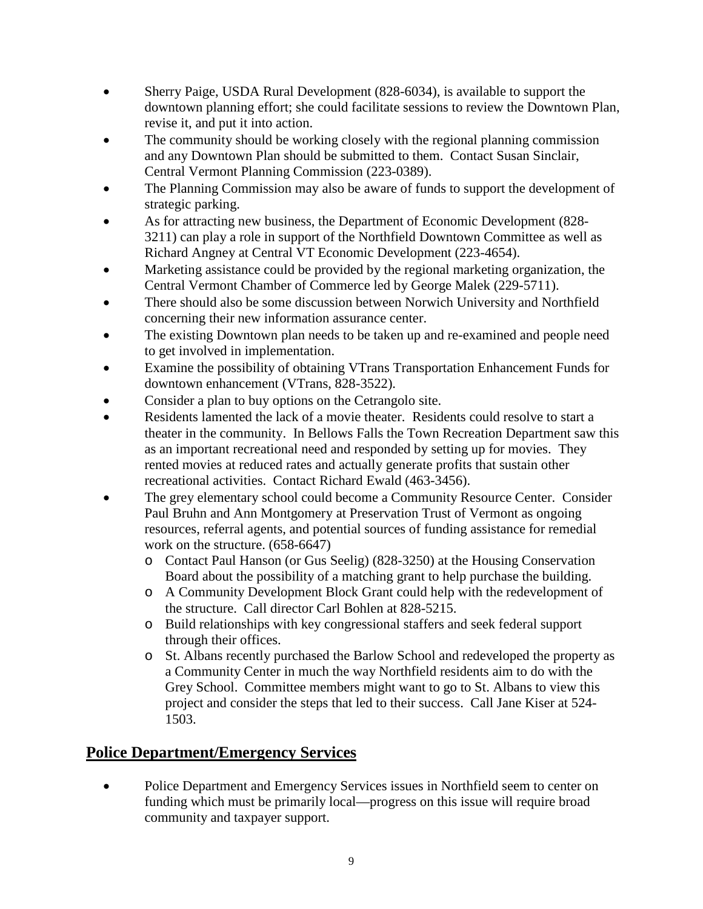- Sherry Paige, USDA Rural Development (828-6034), is available to support the downtown planning effort; she could facilitate sessions to review the Downtown Plan, revise it, and put it into action.
- The community should be working closely with the regional planning commission and any Downtown Plan should be submitted to them. Contact Susan Sinclair, Central Vermont Planning Commission (223-0389).
- The Planning Commission may also be aware of funds to support the development of strategic parking.
- As for attracting new business, the Department of Economic Development (828-3211) can play a role in support of the Northfield Downtown Committee as well as Richard Angney at Central VT Economic Development (223-4654).
- Marketing assistance could be provided by the regional marketing organization, the Central Vermont Chamber of Commerce led by George Malek (229-5711).
- There should also be some discussion between Norwich University and Northfield concerning their new information assurance center.
- The existing Downtown plan needs to be taken up and re-examined and people need to get involved in implementation.
- Examine the possibility of obtaining VTrans Transportation Enhancement Funds for downtown enhancement (VTrans, 828-3522).
- Consider a plan to buy options on the Cetrangolo site.
- Residents lamented the lack of a movie theater. Residents could resolve to start a theater in the community. In Bellows Falls the Town Recreation Department saw this as an important recreational need and responded by setting up for movies. They rented movies at reduced rates and actually generate profits that sustain other recreational activities. Contact Richard Ewald (463-3456).
- The grey elementary school could become a Community Resource Center. Consider Paul Bruhn and Ann Montgomery at Preservation Trust of Vermont as ongoing resources, referral agents, and potential sources of funding assistance for remedial work on the structure. (658-6647)
  - Contact Paul Hanson (or Gus Seelig) (828-3250) at the Housing Conservation Board about the possibility of a matching grant to help purchase the building.
  - A Community Development Block Grant could help with the redevelopment of the structure. Call director Carl Bohlen at 828-5215.
  - Build relationships with key congressional staffers and seek federal support through their offices.
  - St. Albans recently purchased the Barlow School and redeveloped the property as a Community Center in much the way Northfield residents aim to do with the Grey School. Committee members might want to go to St. Albans to view this project and consider the steps that led to their success. Call Jane Kiser at 524-1503.

## Police Department/Emergency Services

- Police Department and Emergency Services issues in Northfield seem to center on funding which must be primarily local—progress on this issue will require broad community and taxpayer support.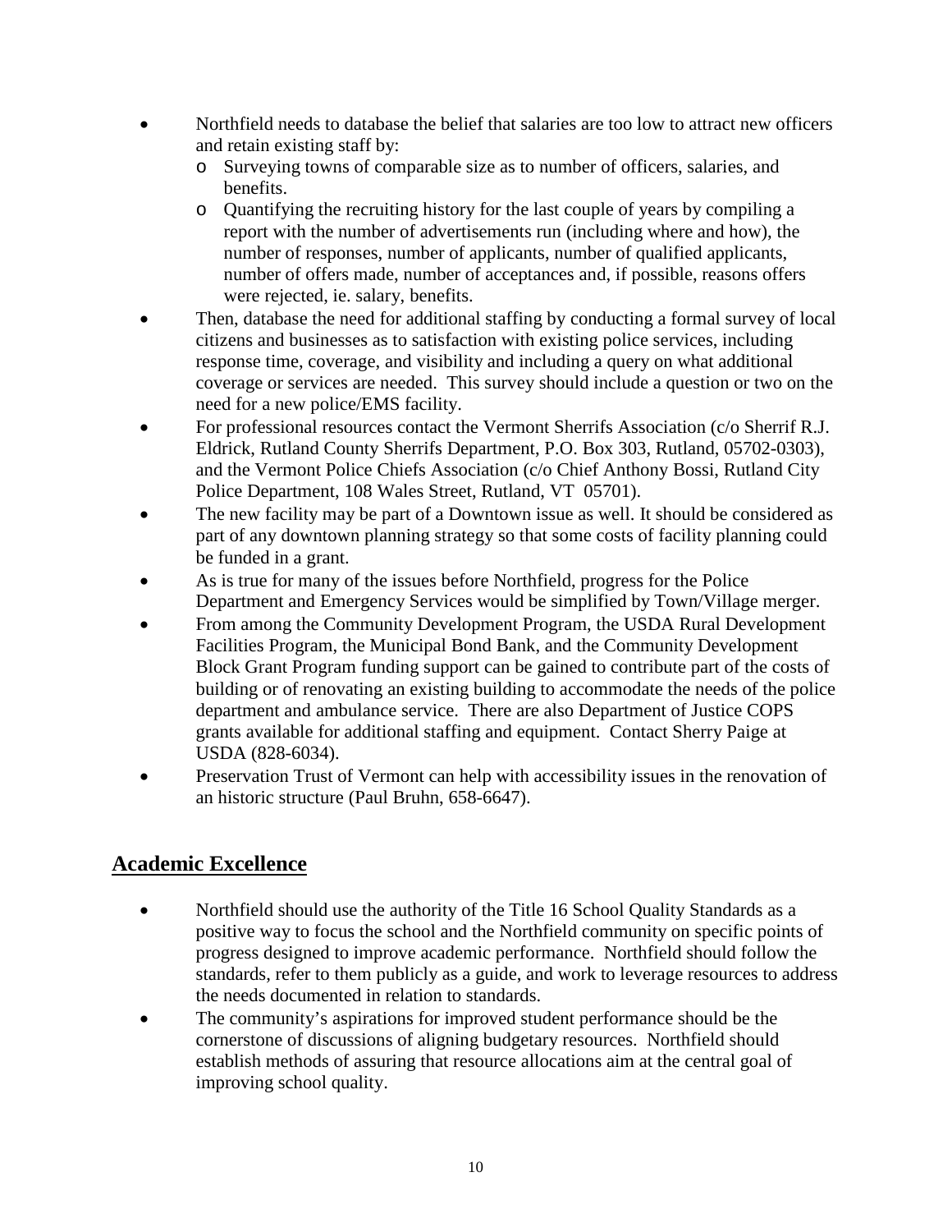- Northfield needs to database the belief that salaries are too low to attract new officers and retain existing staff by:
  - Surveying towns of comparable size as to number of officers, salaries, and benefits.
  - Quantifying the recruiting history for the last couple of years by compiling a report with the number of advertisements run (including where and how), the number of responses, number of applicants, number of qualified applicants, number of offers made, number of acceptances and, if possible, reasons offers were rejected, ie. salary, benefits.
- Then, database the need for additional staffing by conducting a formal survey of local citizens and businesses as to satisfaction with existing police services, including response time, coverage, and visibility and including a query on what additional coverage or services are needed. This survey should include a question or two on the need for a new police/EMS facility.
- For professional resources contact the Vermont Sherrifs Association (c/o Sherrif R.J. Eldrick, Rutland County Sherrifs Department, P.O. Box 303, Rutland, 05702-0303), and the Vermont Police Chiefs Association (c/o Chief Anthony Bossi, Rutland City Police Department, 108 Wales Street, Rutland, VT 05701).
- The new facility may be part of a Downtown issue as well. It should be considered as part of any downtown planning strategy so that some costs of facility planning could be funded in a grant.
- As is true for many of the issues before Northfield, progress for the Police Department and Emergency Services would be simplified by Town/Village merger.
- From among the Community Development Program, the USDA Rural Development Facilities Program, the Municipal Bond Bank, and the Community Development Block Grant Program funding support can be gained to contribute part of the costs of building or of renovating an existing building to accommodate the needs of the police department and ambulance service. There are also Department of Justice COPS grants available for additional staffing and equipment. Contact Sherry Paige at USDA (828-6034).
- Preservation Trust of Vermont can help with accessibility issues in the renovation of an historic structure (Paul Bruhn, 658-6647).

## Academic Excellence

- Northfield should use the authority of the Title 16 School Quality Standards as a positive way to focus the school and the Northfield community on specific points of progress designed to improve academic performance. Northfield should follow the standards, refer to them publicly as a guide, and work to leverage resources to address the needs documented in relation to standards.
- The community's aspirations for improved student performance should be the cornerstone of discussions of aligning budgetary resources. Northfield should establish methods of assuring that resource allocations aim at the central goal of improving school quality.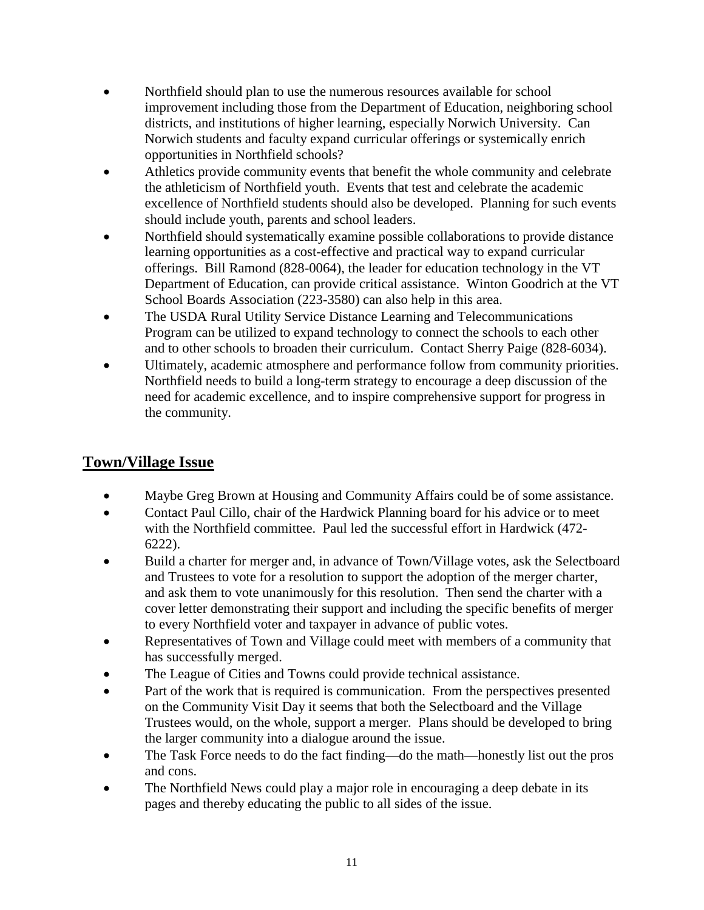- Northfield should plan to use the numerous resources available for school improvement including those from the Department of Education, neighboring school districts, and institutions of higher learning, especially Norwich University. Can Norwich students and faculty expand curricular offerings or systemically enrich opportunities in Northfield schools?
- Athletics provide community events that benefit the whole community and celebrate the athleticism of Northfield youth. Events that test and celebrate the academic excellence of Northfield students should also be developed. Planning for such events should include youth, parents and school leaders.
- Northfield should systematically examine possible collaborations to provide distance learning opportunities as a cost-effective and practical way to expand curricular offerings. Bill Ramond (828-0064), the leader for education technology in the VT Department of Education, can provide critical assistance. Winton Goodrich at the VT School Boards Association (223-3580) can also help in this area.
- The USDA Rural Utility Service Distance Learning and Telecommunications Program can be utilized to expand technology to connect the schools to each other and to other schools to broaden their curriculum. Contact Sherry Paige (828-6034).
- Ultimately, academic atmosphere and performance follow from community priorities. Northfield needs to build a long-term strategy to encourage a deep discussion of the need for academic excellence, and to inspire comprehensive support for progress in the community.

## Town/Village Issue

- Maybe Greg Brown at Housing and Community Affairs could be of some assistance.
- Contact Paul Cillo, chair of the Hardwick Planning board for his advice or to meet with the Northfield committee. Paul led the successful effort in Hardwick (472-6222).
- Build a charter for merger and, in advance of Town/Village votes, ask the Selectboard and Trustees to vote for a resolution to support the adoption of the merger charter, and ask them to vote unanimously for this resolution. Then send the charter with a cover letter demonstrating their support and including the specific benefits of merger to every Northfield voter and taxpayer in advance of public votes.
- Representatives of Town and Village could meet with members of a community that has successfully merged.
- The League of Cities and Towns could provide technical assistance.
- Part of the work that is required is communication. From the perspectives presented on the Community Visit Day it seems that both the Selectboard and the Village Trustees would, on the whole, support a merger. Plans should be developed to bring the larger community into a dialogue around the issue.
- The Task Force needs to do the fact finding—do the math—honestly list out the pros and cons.
- The Northfield News could play a major role in encouraging a deep debate in its pages and thereby educating the public to all sides of the issue.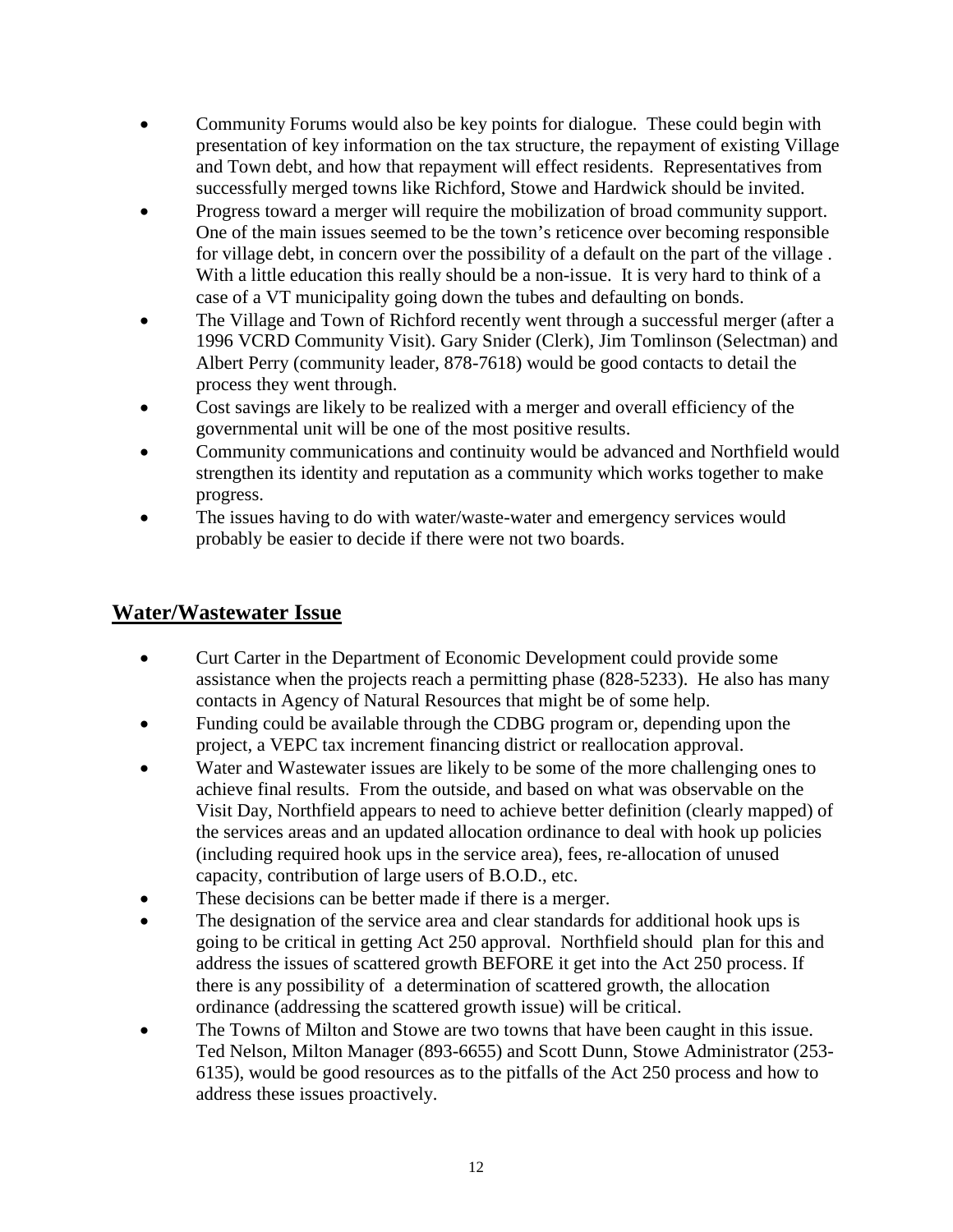- Community Forums would also be key points for dialogue. These could begin with presentation of key information on the tax structure, the repayment of existing Village and Town debt, and how that repayment will effect residents. Representatives from successfully merged towns like Richford, Stowe and Hardwick should be invited.
- Progress toward a merger will require the mobilization of broad community support. One of the main issues seemed to be the town's reticence over becoming responsible for village debt, in concern over the possibility of a default on the part of the village . With a little education this really should be a non-issue. It is very hard to think of a case of a VT municipality going down the tubes and defaulting on bonds.
- The Village and Town of Richford recently went through a successful merger (after a 1996 VCRD Community Visit). Gary Snider (Clerk), Jim Tomlinson (Selectman) and Albert Perry (community leader, 878-7618) would be good contacts to detail the process they went through.
- Cost savings are likely to be realized with a merger and overall efficiency of the governmental unit will be one of the most positive results.
- Community communications and continuity would be advanced and Northfield would strengthen its identity and reputation as a community which works together to make progress.
- The issues having to do with water/waste-water and emergency services would probably be easier to decide if there were not two boards.

## Water/Wastewater Issue

- Curt Carter in the Department of Economic Development could provide some assistance when the projects reach a permitting phase (828-5233). He also has many contacts in Agency of Natural Resources that might be of some help.
- Funding could be available through the CDBG program or, depending upon the project, a VEPC tax increment financing district or reallocation approval.
- Water and Wastewater issues are likely to be some of the more challenging ones to achieve final results. From the outside, and based on what was observable on the Visit Day, Northfield appears to need to achieve better definition (clearly mapped) of the services areas and an updated allocation ordinance to deal with hook up policies (including required hook ups in the service area), fees, re-allocation of unused capacity, contribution of large users of B.O.D., etc.
- These decisions can be better made if there is a merger.
- The designation of the service area and clear standards for additional hook ups is going to be critical in getting Act 250 approval. Northfield should plan for this and address the issues of scattered growth BEFORE it get into the Act 250 process. If there is any possibility of a determination of scattered growth, the allocation ordinance (addressing the scattered growth issue) will be critical.
- The Towns of Milton and Stowe are two towns that have been caught in this issue. Ted Nelson, Milton Manager (893-6655) and Scott Dunn, Stowe Administrator (253-6135), would be good resources as to the pitfalls of the Act 250 process and how to address these issues proactively.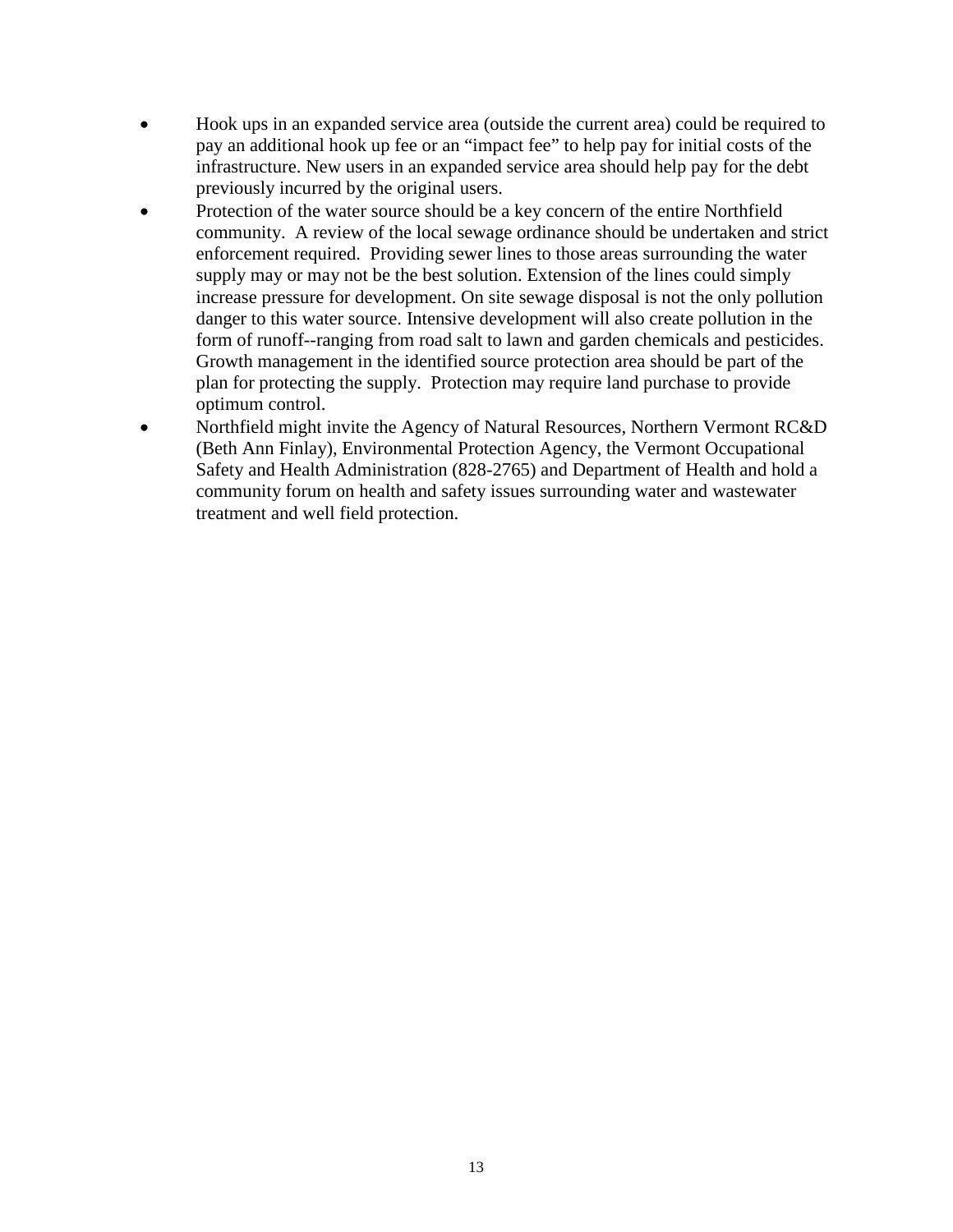- Hook ups in an expanded service area (outside the current area) could be required to pay an additional hook up fee or an "impact fee" to help pay for initial costs of the infrastructure. New users in an expanded service area should help pay for the debt previously incurred by the original users.
- Protection of the water source should be a key concern of the entire Northfield community. A review of the local sewage ordinance should be undertaken and strict enforcement required. Providing sewer lines to those areas surrounding the water supply may or may not be the best solution. Extension of the lines could simply increase pressure for development. On site sewage disposal is not the only pollution danger to this water source. Intensive development will also create pollution in the form of runoff--ranging from road salt to lawn and garden chemicals and pesticides. Growth management in the identified source protection area should be part of the plan for protecting the supply. Protection may require land purchase to provide optimum control.
- Northfield might invite the Agency of Natural Resources, Northern Vermont RC&D (Beth Ann Finlay), Environmental Protection Agency, the Vermont Occupational Safety and Health Administration (828-2765) and Department of Health and hold a community forum on health and safety issues surrounding water and wastewater treatment and well field protection.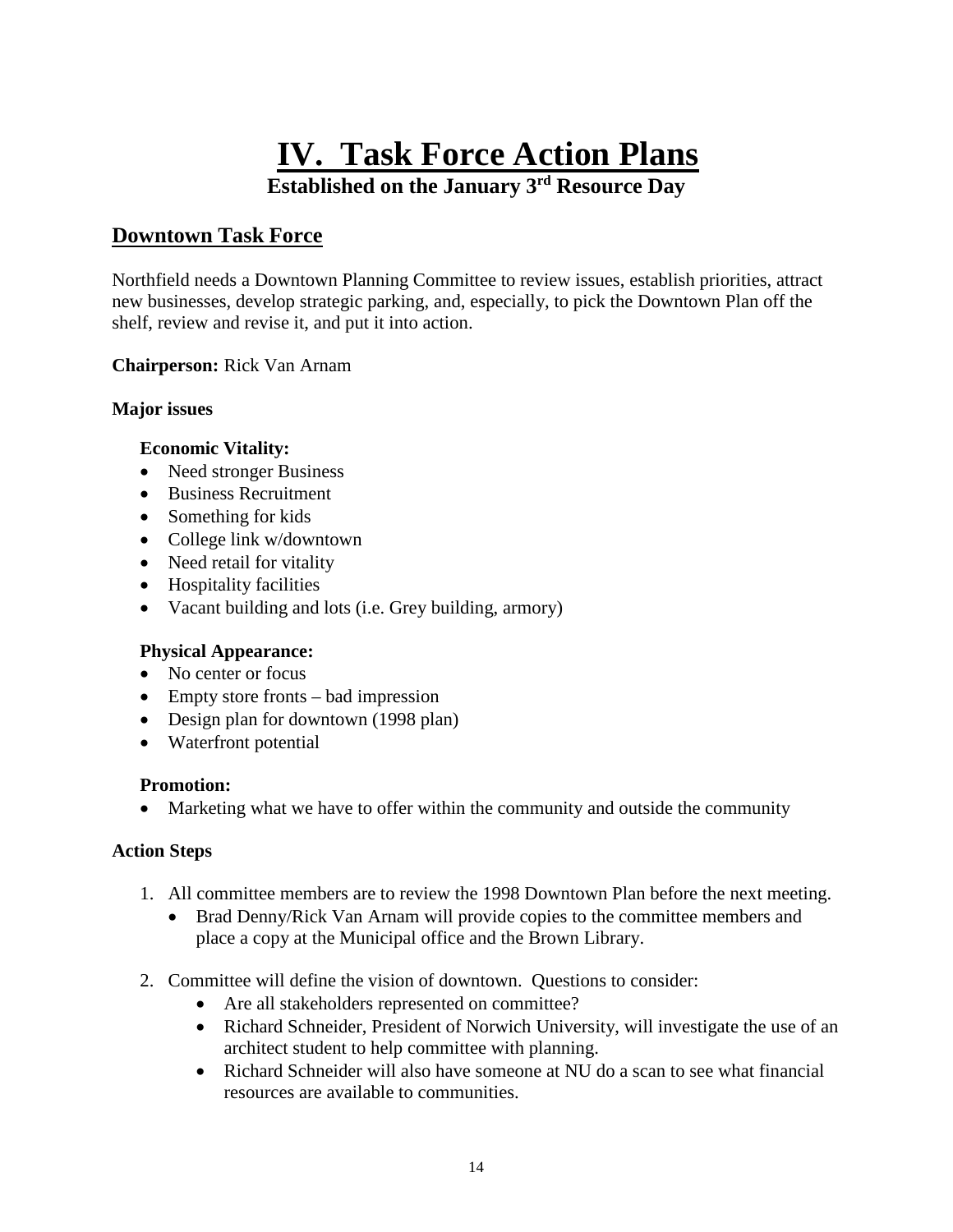# IV. Task Force Action Plans

**Established on the January 3rd Resource Day**

## Downtown Task Force

Northfield needs a Downtown Planning Committee to review issues, establish priorities, attract new businesses, develop strategic parking, and, especially, to pick the Downtown Plan off the shelf, review and revise it, and put it into action.

**Chairperson:** Rick Van Arnam

**Major issues**

**Economic Vitality:**

- Need stronger Business
- Business Recruitment
- Something for kids
- College link w/downtown
- Need retail for vitality
- Hospitality facilities
- Vacant building and lots (i.e. Grey building, armory)

**Physical Appearance:**

- No center or focus
- Empty store fronts – bad impression
- Design plan for downtown (1998 plan)
- Waterfront potential

**Promotion:**

- Marketing what we have to offer within the community and outside the community

**Action Steps**

1. All committee members are to review the 1998 Downtown Plan before the next meeting.
   - Brad Denny/Rick Van Arnam will provide copies to the committee members and place a copy at the Municipal office and the Brown Library.
2. Committee will define the vision of downtown. Questions to consider:
   - Are all stakeholders represented on committee?
   - Richard Schneider, President of Norwich University, will investigate the use of an architect student to help committee with planning.
   - Richard Schneider will also have someone at NU do a scan to see what financial resources are available to communities.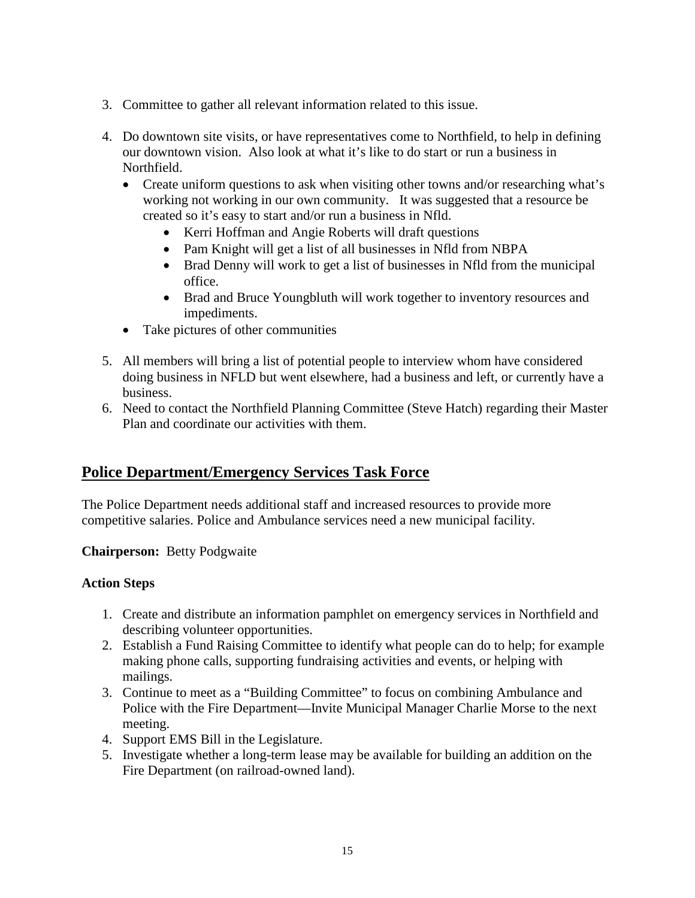3. Committee to gather all relevant information related to this issue.

4. Do downtown site visits, or have representatives come to Northfield, to help in defining our downtown vision. Also look at what it's like to do start or run a business in Northfield.
   - Create uniform questions to ask when visiting other towns and/or researching what's working not working in our own community. It was suggested that a resource be created so it's easy to start and/or run a business in Nfld.
     - Kerri Hoffman and Angie Roberts will draft questions
     - Pam Knight will get a list of all businesses in Nfld from NBPA
     - Brad Denny will work to get a list of businesses in Nfld from the municipal office.
     - Brad and Bruce Youngbluth will work together to inventory resources and impediments.
   - Take pictures of other communities

5. All members will bring a list of potential people to interview whom have considered doing business in NFLD but went elsewhere, had a business and left, or currently have a business.
6. Need to contact the Northfield Planning Committee (Steve Hatch) regarding their Master Plan and coordinate our activities with them.

## Police Department/Emergency Services Task Force

The Police Department needs additional staff and increased resources to provide more competitive salaries. Police and Ambulance services need a new municipal facility.

**Chairperson:** Betty Podgwaite

**Action Steps**

1. Create and distribute an information pamphlet on emergency services in Northfield and describing volunteer opportunities.
2. Establish a Fund Raising Committee to identify what people can do to help; for example making phone calls, supporting fundraising activities and events, or helping with mailings.
3. Continue to meet as a "Building Committee" to focus on combining Ambulance and Police with the Fire Department—Invite Municipal Manager Charlie Morse to the next meeting.
4. Support EMS Bill in the Legislature.
5. Investigate whether a long-term lease may be available for building an addition on the Fire Department (on railroad-owned land).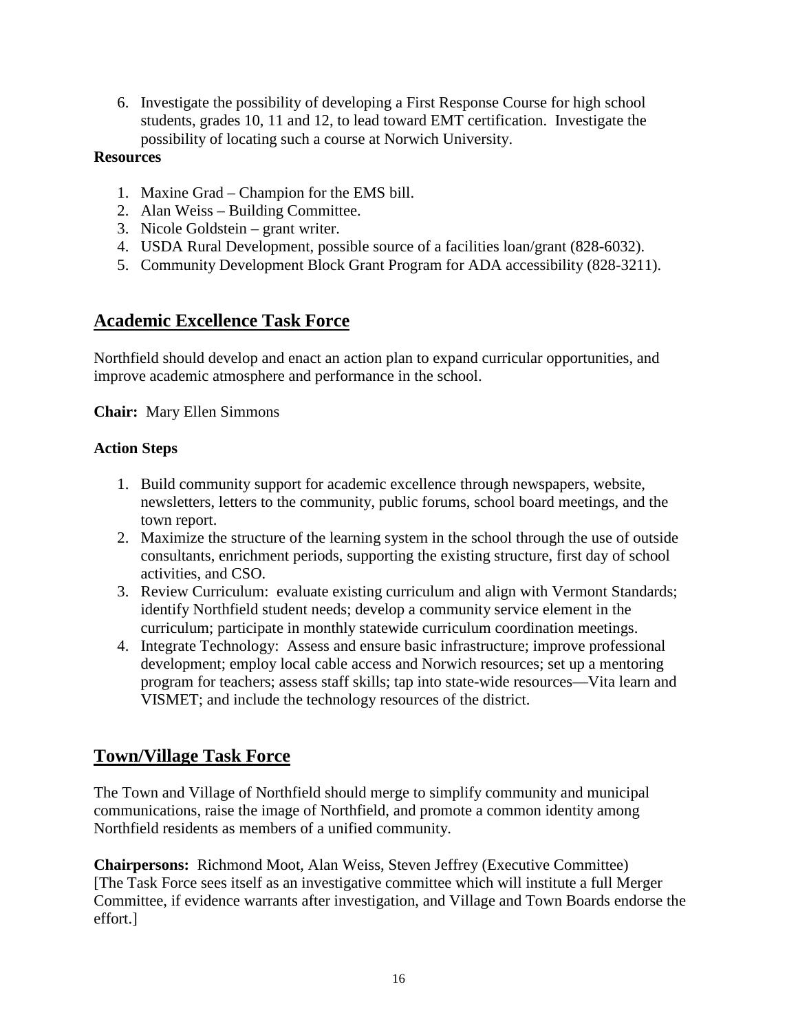6. Investigate the possibility of developing a First Response Course for high school students, grades 10, 11 and 12, to lead toward EMT certification. Investigate the possibility of locating such a course at Norwich University.

**Resources**

1. Maxine Grad – Champion for the EMS bill.
2. Alan Weiss – Building Committee.
3. Nicole Goldstein – grant writer.
4. USDA Rural Development, possible source of a facilities loan/grant (828-6032).
5. Community Development Block Grant Program for ADA accessibility (828-3211).

## Academic Excellence Task Force

Northfield should develop and enact an action plan to expand curricular opportunities, and improve academic atmosphere and performance in the school.

**Chair:** Mary Ellen Simmons

**Action Steps**

1. Build community support for academic excellence through newspapers, website, newsletters, letters to the community, public forums, school board meetings, and the town report.
2. Maximize the structure of the learning system in the school through the use of outside consultants, enrichment periods, supporting the existing structure, first day of school activities, and CSO.
3. Review Curriculum: evaluate existing curriculum and align with Vermont Standards; identify Northfield student needs; develop a community service element in the curriculum; participate in monthly statewide curriculum coordination meetings.
4. Integrate Technology: Assess and ensure basic infrastructure; improve professional development; employ local cable access and Norwich resources; set up a mentoring program for teachers; assess staff skills; tap into state-wide resources—Vita learn and VISMET; and include the technology resources of the district.

## Town/Village Task Force

The Town and Village of Northfield should merge to simplify community and municipal communications, raise the image of Northfield, and promote a common identity among Northfield residents as members of a unified community.

**Chairpersons:** Richmond Moot, Alan Weiss, Steven Jeffrey (Executive Committee) [The Task Force sees itself as an investigative committee which will institute a full Merger Committee, if evidence warrants after investigation, and Village and Town Boards endorse the effort.]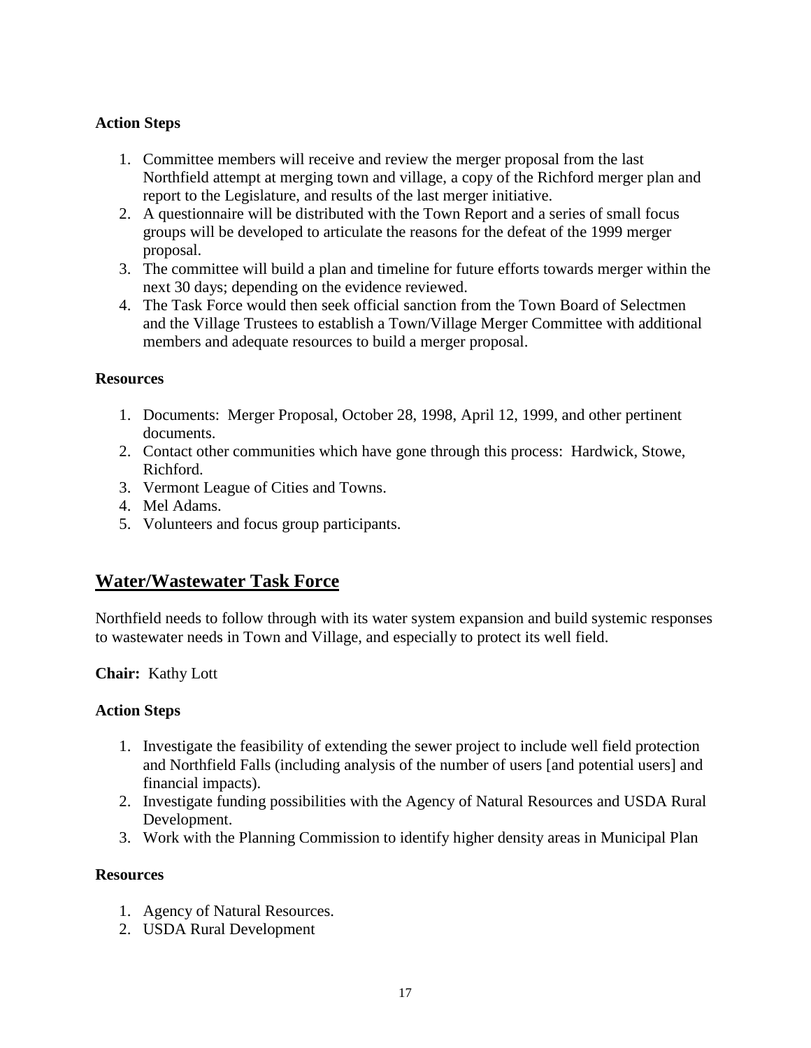**Action Steps**

1. Committee members will receive and review the merger proposal from the last Northfield attempt at merging town and village, a copy of the Richford merger plan and report to the Legislature, and results of the last merger initiative.
2. A questionnaire will be distributed with the Town Report and a series of small focus groups will be developed to articulate the reasons for the defeat of the 1999 merger proposal.
3. The committee will build a plan and timeline for future efforts towards merger within the next 30 days; depending on the evidence reviewed.
4. The Task Force would then seek official sanction from the Town Board of Selectmen and the Village Trustees to establish a Town/Village Merger Committee with additional members and adequate resources to build a merger proposal.

**Resources**

1. Documents: Merger Proposal, October 28, 1998, April 12, 1999, and other pertinent documents.
2. Contact other communities which have gone through this process: Hardwick, Stowe, Richford.
3. Vermont League of Cities and Towns.
4. Mel Adams.
5. Volunteers and focus group participants.

## Water/Wastewater Task Force

Northfield needs to follow through with its water system expansion and build systemic responses to wastewater needs in Town and Village, and especially to protect its well field.

**Chair:** Kathy Lott

**Action Steps**

1. Investigate the feasibility of extending the sewer project to include well field protection and Northfield Falls (including analysis of the number of users [and potential users] and financial impacts).
2. Investigate funding possibilities with the Agency of Natural Resources and USDA Rural Development.
3. Work with the Planning Commission to identify higher density areas in Municipal Plan

**Resources**

1. Agency of Natural Resources.
2. USDA Rural Development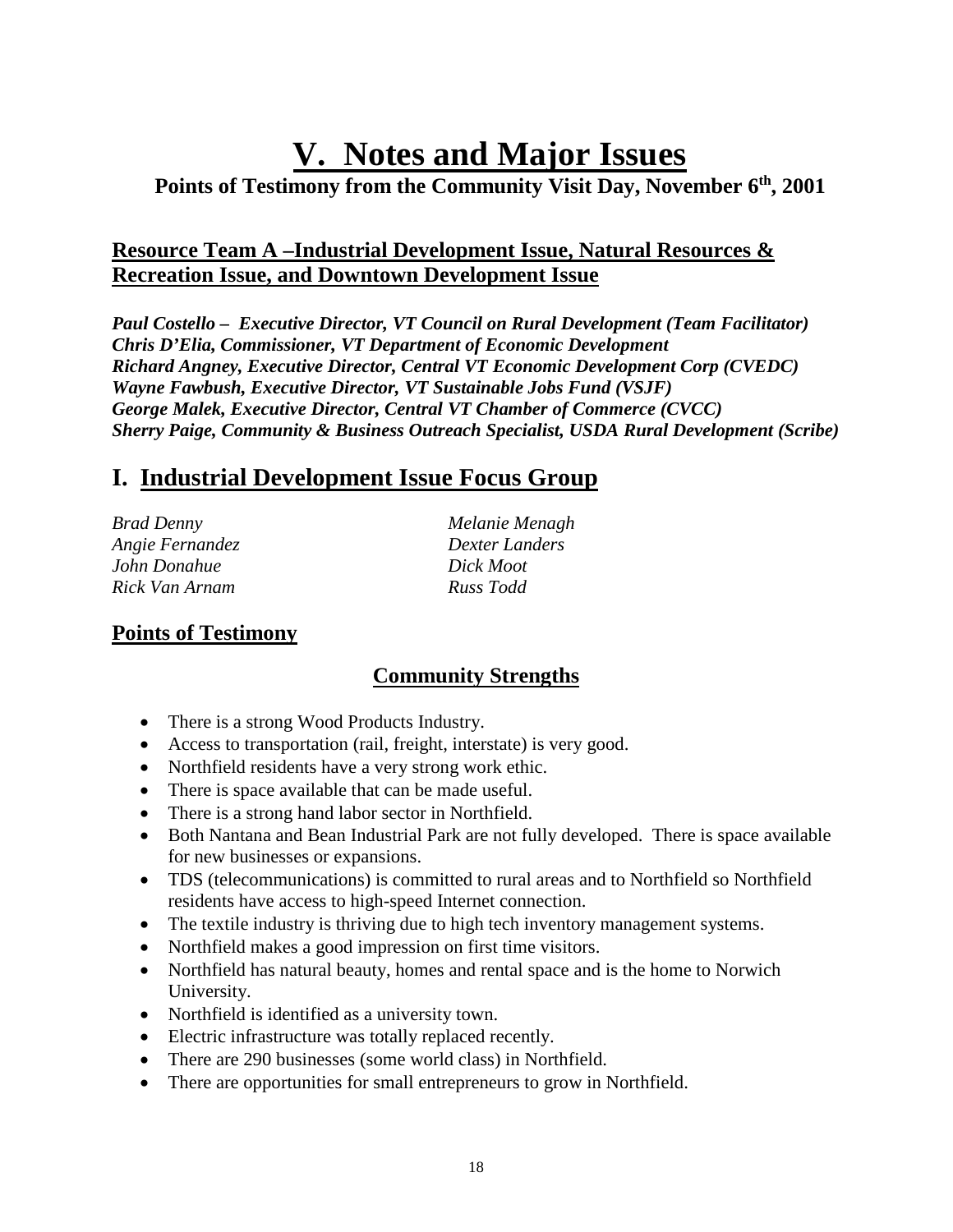# V. Notes and Major Issues

**Points of Testimony from the Community Visit Day, November 6th, 2001**

## Resource Team A –Industrial Development Issue, Natural Resources & Recreation Issue, and Downtown Development Issue

***Paul Costello – Executive Director, VT Council on Rural Development (Team Facilitator)***
***Chris D'Elia, Commissioner, VT Department of Economic Development***
***Richard Angney, Executive Director, Central VT Economic Development Corp (CVEDC)***
***Wayne Fawbush, Executive Director, VT Sustainable Jobs Fund (VSJF)***
***George Malek, Executive Director, Central VT Chamber of Commerce (CVCC)***
***Sherry Paige, Community & Business Outreach Specialist, USDA Rural Development (Scribe)***

## I. Industrial Development Issue Focus Group

*Brad Denny*
*Angie Fernandez*
*John Donahue*
*Rick Van Arnam*
*Melanie Menagh*
*Dexter Landers*
*Dick Moot*
*Russ Todd*

## Points of Testimony

### Community Strengths

- There is a strong Wood Products Industry.
- Access to transportation (rail, freight, interstate) is very good.
- Northfield residents have a very strong work ethic.
- There is space available that can be made useful.
- There is a strong hand labor sector in Northfield.
- Both Nantana and Bean Industrial Park are not fully developed. There is space available for new businesses or expansions.
- TDS (telecommunications) is committed to rural areas and to Northfield so Northfield residents have access to high-speed Internet connection.
- The textile industry is thriving due to high tech inventory management systems.
- Northfield makes a good impression on first time visitors.
- Northfield has natural beauty, homes and rental space and is the home to Norwich University.
- Northfield is identified as a university town.
- Electric infrastructure was totally replaced recently.
- There are 290 businesses (some world class) in Northfield.
- There are opportunities for small entrepreneurs to grow in Northfield.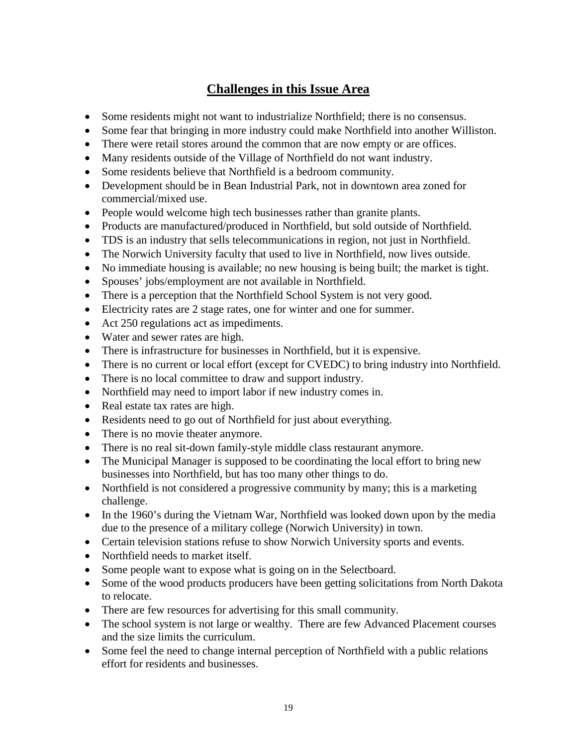## Challenges in this Issue Area

- Some residents might not want to industrialize Northfield; there is no consensus.
- Some fear that bringing in more industry could make Northfield into another Williston.
- There were retail stores around the common that are now empty or are offices.
- Many residents outside of the Village of Northfield do not want industry.
- Some residents believe that Northfield is a bedroom community.
- Development should be in Bean Industrial Park, not in downtown area zoned for commercial/mixed use.
- People would welcome high tech businesses rather than granite plants.
- Products are manufactured/produced in Northfield, but sold outside of Northfield.
- TDS is an industry that sells telecommunications in region, not just in Northfield.
- The Norwich University faculty that used to live in Northfield, now lives outside.
- No immediate housing is available; no new housing is being built; the market is tight.
- Spouses' jobs/employment are not available in Northfield.
- There is a perception that the Northfield School System is not very good.
- Electricity rates are 2 stage rates, one for winter and one for summer.
- Act 250 regulations act as impediments.
- Water and sewer rates are high.
- There is infrastructure for businesses in Northfield, but it is expensive.
- There is no current or local effort (except for CVEDC) to bring industry into Northfield.
- There is no local committee to draw and support industry.
- Northfield may need to import labor if new industry comes in.
- Real estate tax rates are high.
- Residents need to go out of Northfield for just about everything.
- There is no movie theater anymore.
- There is no real sit-down family-style middle class restaurant anymore.
- The Municipal Manager is supposed to be coordinating the local effort to bring new businesses into Northfield, but has too many other things to do.
- Northfield is not considered a progressive community by many; this is a marketing challenge.
- In the 1960's during the Vietnam War, Northfield was looked down upon by the media due to the presence of a military college (Norwich University) in town.
- Certain television stations refuse to show Norwich University sports and events.
- Northfield needs to market itself.
- Some people want to expose what is going on in the Selectboard.
- Some of the wood products producers have been getting solicitations from North Dakota to relocate.
- There are few resources for advertising for this small community.
- The school system is not large or wealthy. There are few Advanced Placement courses and the size limits the curriculum.
- Some feel the need to change internal perception of Northfield with a public relations effort for residents and businesses.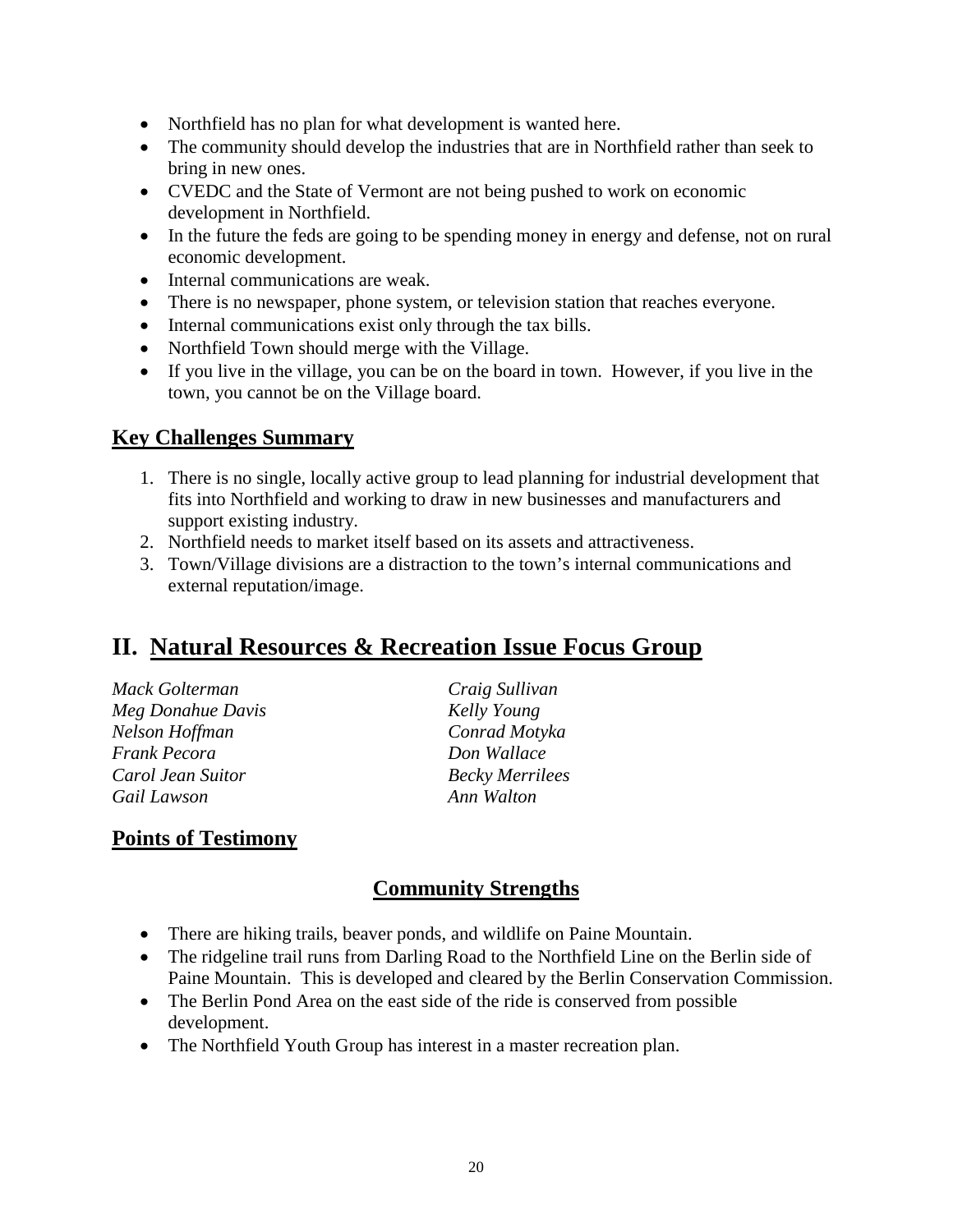- Northfield has no plan for what development is wanted here.
- The community should develop the industries that are in Northfield rather than seek to bring in new ones.
- CVEDC and the State of Vermont are not being pushed to work on economic development in Northfield.
- In the future the feds are going to be spending money in energy and defense, not on rural economic development.
- Internal communications are weak.
- There is no newspaper, phone system, or television station that reaches everyone.
- Internal communications exist only through the tax bills.
- Northfield Town should merge with the Village.
- If you live in the village, you can be on the board in town. However, if you live in the town, you cannot be on the Village board.

## Key Challenges Summary

1. There is no single, locally active group to lead planning for industrial development that fits into Northfield and working to draw in new businesses and manufacturers and support existing industry.
2. Northfield needs to market itself based on its assets and attractiveness.
3. Town/Village divisions are a distraction to the town's internal communications and external reputation/image.

# II. Natural Resources & Recreation Issue Focus Group

*Mack Golterman*
*Meg Donahue Davis*
*Nelson Hoffman*
*Frank Pecora*
*Carol Jean Suitor*
*Gail Lawson*
*Craig Sullivan*
*Kelly Young*
*Conrad Motyka*
*Don Wallace*
*Becky Merrilees*
*Ann Walton*

## Points of Testimony

### Community Strengths

- There are hiking trails, beaver ponds, and wildlife on Paine Mountain.
- The ridgeline trail runs from Darling Road to the Northfield Line on the Berlin side of Paine Mountain. This is developed and cleared by the Berlin Conservation Commission.
- The Berlin Pond Area on the east side of the ride is conserved from possible development.
- The Northfield Youth Group has interest in a master recreation plan.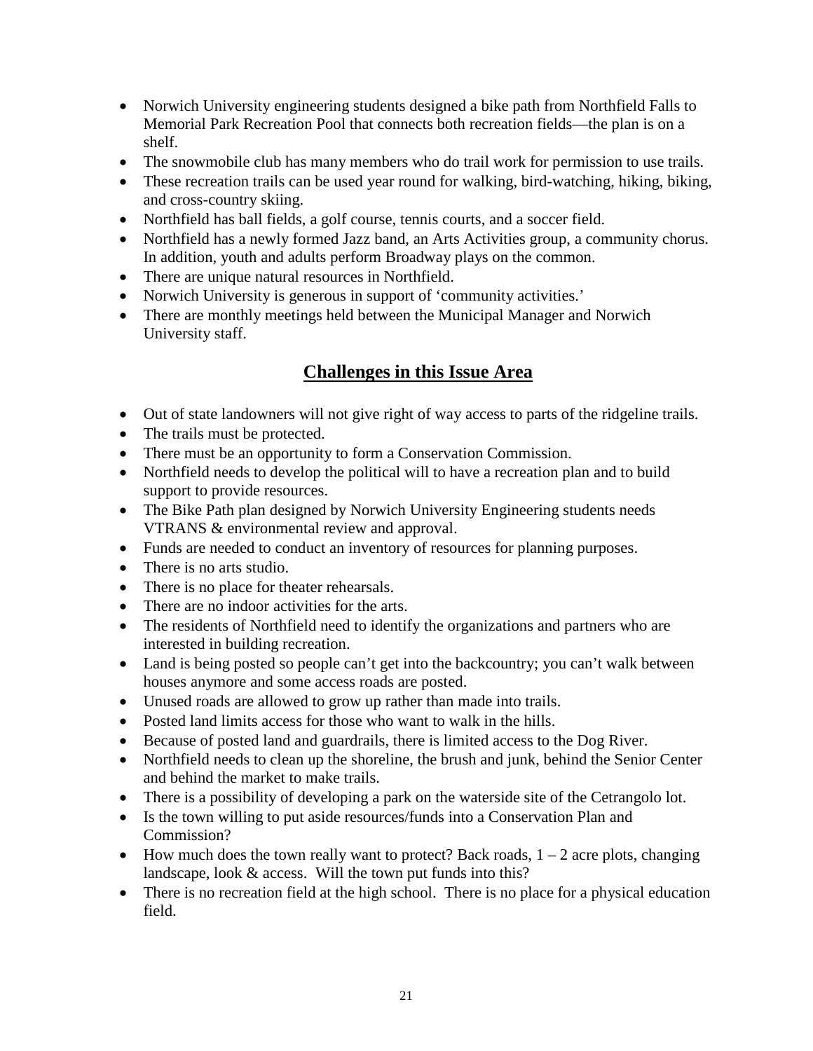- Norwich University engineering students designed a bike path from Northfield Falls to Memorial Park Recreation Pool that connects both recreation fields—the plan is on a shelf.
- The snowmobile club has many members who do trail work for permission to use trails.
- These recreation trails can be used year round for walking, bird-watching, hiking, biking, and cross-country skiing.
- Northfield has ball fields, a golf course, tennis courts, and a soccer field.
- Northfield has a newly formed Jazz band, an Arts Activities group, a community chorus. In addition, youth and adults perform Broadway plays on the common.
- There are unique natural resources in Northfield.
- Norwich University is generous in support of 'community activities.'
- There are monthly meetings held between the Municipal Manager and Norwich University staff.

## **Challenges in this Issue Area**

- Out of state landowners will not give right of way access to parts of the ridgeline trails.
- The trails must be protected.
- There must be an opportunity to form a Conservation Commission.
- Northfield needs to develop the political will to have a recreation plan and to build support to provide resources.
- The Bike Path plan designed by Norwich University Engineering students needs VTRANS & environmental review and approval.
- Funds are needed to conduct an inventory of resources for planning purposes.
- There is no arts studio.
- There is no place for theater rehearsals.
- There are no indoor activities for the arts.
- The residents of Northfield need to identify the organizations and partners who are interested in building recreation.
- Land is being posted so people can't get into the backcountry; you can't walk between houses anymore and some access roads are posted.
- Unused roads are allowed to grow up rather than made into trails.
- Posted land limits access for those who want to walk in the hills.
- Because of posted land and guardrails, there is limited access to the Dog River.
- Northfield needs to clean up the shoreline, the brush and junk, behind the Senior Center and behind the market to make trails.
- There is a possibility of developing a park on the waterside site of the Cetrangolo lot.
- Is the town willing to put aside resources/funds into a Conservation Plan and Commission?
- How much does the town really want to protect? Back roads, 1 – 2 acre plots, changing landscape, look & access. Will the town put funds into this?
- There is no recreation field at the high school. There is no place for a physical education field.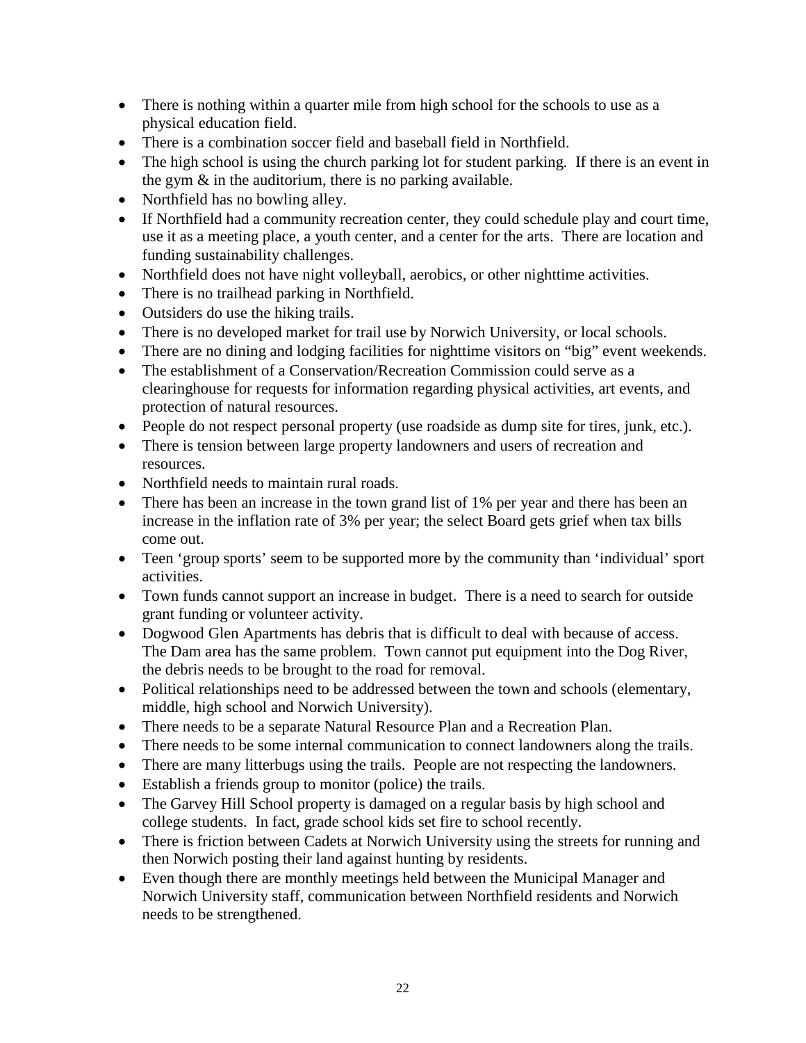- There is nothing within a quarter mile from high school for the schools to use as a physical education field.
- There is a combination soccer field and baseball field in Northfield.
- The high school is using the church parking lot for student parking. If there is an event in the gym & in the auditorium, there is no parking available.
- Northfield has no bowling alley.
- If Northfield had a community recreation center, they could schedule play and court time, use it as a meeting place, a youth center, and a center for the arts. There are location and funding sustainability challenges.
- Northfield does not have night volleyball, aerobics, or other nighttime activities.
- There is no trailhead parking in Northfield.
- Outsiders do use the hiking trails.
- There is no developed market for trail use by Norwich University, or local schools.
- There are no dining and lodging facilities for nighttime visitors on "big" event weekends.
- The establishment of a Conservation/Recreation Commission could serve as a clearinghouse for requests for information regarding physical activities, art events, and protection of natural resources.
- People do not respect personal property (use roadside as dump site for tires, junk, etc.).
- There is tension between large property landowners and users of recreation and resources.
- Northfield needs to maintain rural roads.
- There has been an increase in the town grand list of 1% per year and there has been an increase in the inflation rate of 3% per year; the select Board gets grief when tax bills come out.
- Teen 'group sports' seem to be supported more by the community than 'individual' sport activities.
- Town funds cannot support an increase in budget. There is a need to search for outside grant funding or volunteer activity.
- Dogwood Glen Apartments has debris that is difficult to deal with because of access. The Dam area has the same problem. Town cannot put equipment into the Dog River, the debris needs to be brought to the road for removal.
- Political relationships need to be addressed between the town and schools (elementary, middle, high school and Norwich University).
- There needs to be a separate Natural Resource Plan and a Recreation Plan.
- There needs to be some internal communication to connect landowners along the trails.
- There are many litterbugs using the trails. People are not respecting the landowners.
- Establish a friends group to monitor (police) the trails.
- The Garvey Hill School property is damaged on a regular basis by high school and college students. In fact, grade school kids set fire to school recently.
- There is friction between Cadets at Norwich University using the streets for running and then Norwich posting their land against hunting by residents.
- Even though there are monthly meetings held between the Municipal Manager and Norwich University staff, communication between Northfield residents and Norwich needs to be strengthened.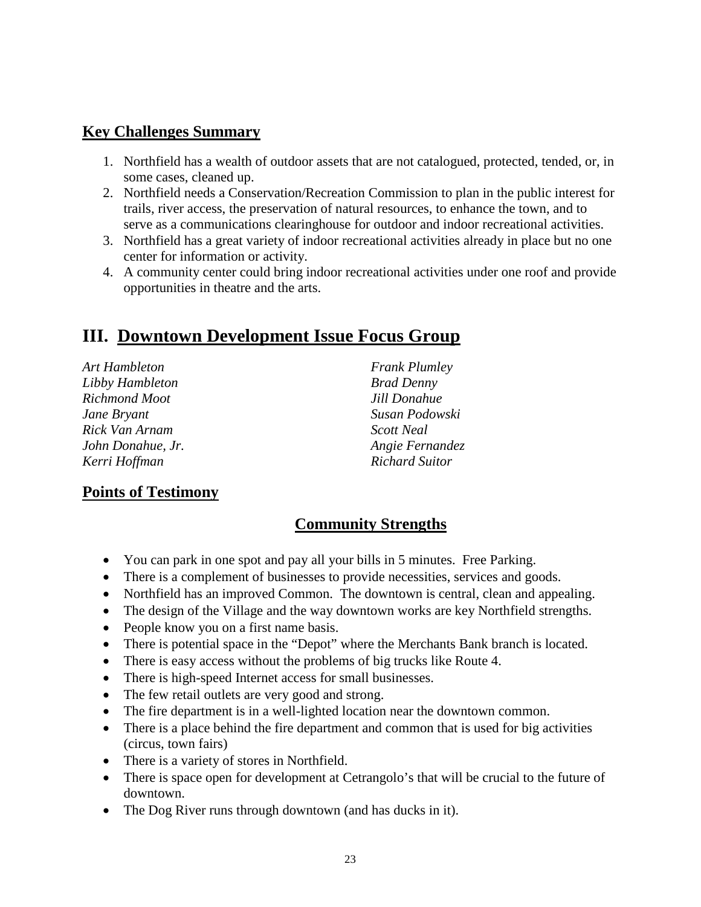## Key Challenges Summary

1. Northfield has a wealth of outdoor assets that are not catalogued, protected, tended, or, in some cases, cleaned up.
2. Northfield needs a Conservation/Recreation Commission to plan in the public interest for trails, river access, the preservation of natural resources, to enhance the town, and to serve as a communications clearinghouse for outdoor and indoor recreational activities.
3. Northfield has a great variety of indoor recreational activities already in place but no one center for information or activity.
4. A community center could bring indoor recreational activities under one roof and provide opportunities in theatre and the arts.

# III. Downtown Development Issue Focus Group

*Art Hambleton*
*Libby Hambleton*
*Richmond Moot*
*Jane Bryant*
*Rick Van Arnam*
*John Donahue, Jr.*
*Kerri Hoffman*
*Frank Plumley*
*Brad Denny*
*Jill Donahue*
*Susan Podowski*
*Scott Neal*
*Angie Fernandez*
*Richard Suitor*

## Points of Testimony

### Community Strengths

- You can park in one spot and pay all your bills in 5 minutes. Free Parking.
- There is a complement of businesses to provide necessities, services and goods.
- Northfield has an improved Common. The downtown is central, clean and appealing.
- The design of the Village and the way downtown works are key Northfield strengths.
- People know you on a first name basis.
- There is potential space in the "Depot" where the Merchants Bank branch is located.
- There is easy access without the problems of big trucks like Route 4.
- There is high-speed Internet access for small businesses.
- The few retail outlets are very good and strong.
- The fire department is in a well-lighted location near the downtown common.
- There is a place behind the fire department and common that is used for big activities (circus, town fairs)
- There is a variety of stores in Northfield.
- There is space open for development at Cetrangolo's that will be crucial to the future of downtown.
- The Dog River runs through downtown (and has ducks in it).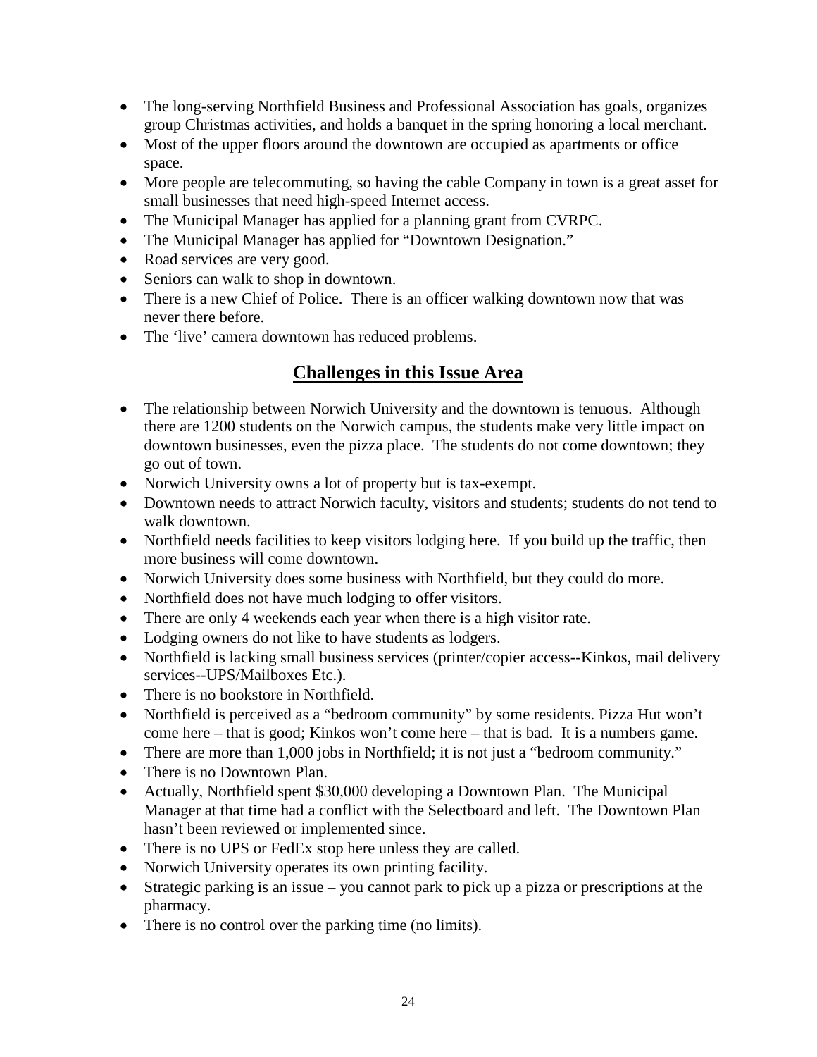- The long-serving Northfield Business and Professional Association has goals, organizes group Christmas activities, and holds a banquet in the spring honoring a local merchant.
- Most of the upper floors around the downtown are occupied as apartments or office space.
- More people are telecommuting, so having the cable Company in town is a great asset for small businesses that need high-speed Internet access.
- The Municipal Manager has applied for a planning grant from CVRPC.
- The Municipal Manager has applied for "Downtown Designation."
- Road services are very good.
- Seniors can walk to shop in downtown.
- There is a new Chief of Police. There is an officer walking downtown now that was never there before.
- The 'live' camera downtown has reduced problems.

## Challenges in this Issue Area

- The relationship between Norwich University and the downtown is tenuous. Although there are 1200 students on the Norwich campus, the students make very little impact on downtown businesses, even the pizza place. The students do not come downtown; they go out of town.
- Norwich University owns a lot of property but is tax-exempt.
- Downtown needs to attract Norwich faculty, visitors and students; students do not tend to walk downtown.
- Northfield needs facilities to keep visitors lodging here. If you build up the traffic, then more business will come downtown.
- Norwich University does some business with Northfield, but they could do more.
- Northfield does not have much lodging to offer visitors.
- There are only 4 weekends each year when there is a high visitor rate.
- Lodging owners do not like to have students as lodgers.
- Northfield is lacking small business services (printer/copier access--Kinkos, mail delivery services--UPS/Mailboxes Etc.).
- There is no bookstore in Northfield.
- Northfield is perceived as a "bedroom community" by some residents. Pizza Hut won't come here – that is good; Kinkos won't come here – that is bad. It is a numbers game.
- There are more than 1,000 jobs in Northfield; it is not just a "bedroom community."
- There is no Downtown Plan.
- Actually, Northfield spent $30,000 developing a Downtown Plan. The Municipal Manager at that time had a conflict with the Selectboard and left. The Downtown Plan hasn't been reviewed or implemented since.
- There is no UPS or FedEx stop here unless they are called.
- Norwich University operates its own printing facility.
- Strategic parking is an issue – you cannot park to pick up a pizza or prescriptions at the pharmacy.
- There is no control over the parking time (no limits).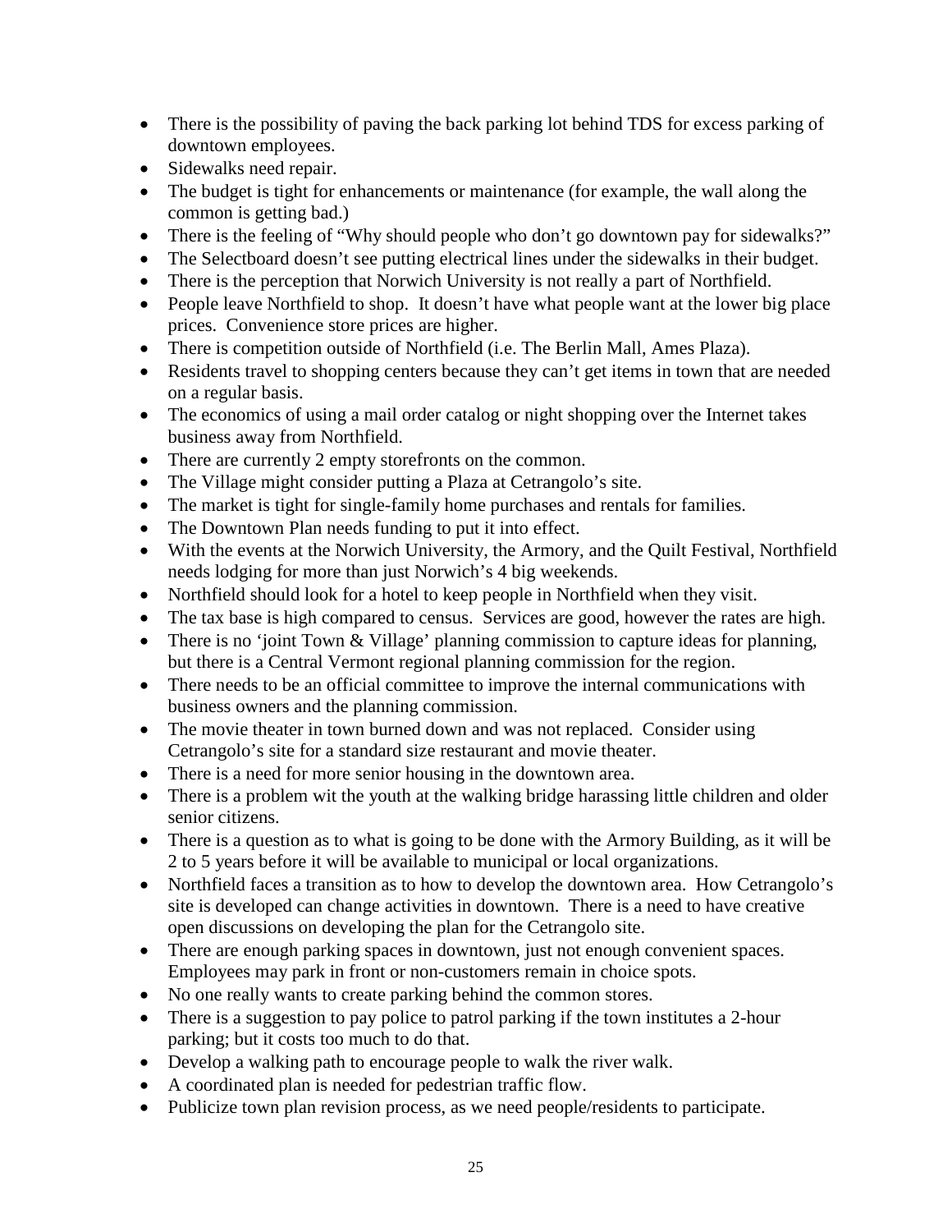- There is the possibility of paving the back parking lot behind TDS for excess parking of downtown employees.
- Sidewalks need repair.
- The budget is tight for enhancements or maintenance (for example, the wall along the common is getting bad.)
- There is the feeling of "Why should people who don't go downtown pay for sidewalks?"
- The Selectboard doesn't see putting electrical lines under the sidewalks in their budget.
- There is the perception that Norwich University is not really a part of Northfield.
- People leave Northfield to shop. It doesn't have what people want at the lower big place prices. Convenience store prices are higher.
- There is competition outside of Northfield (i.e. The Berlin Mall, Ames Plaza).
- Residents travel to shopping centers because they can't get items in town that are needed on a regular basis.
- The economics of using a mail order catalog or night shopping over the Internet takes business away from Northfield.
- There are currently 2 empty storefronts on the common.
- The Village might consider putting a Plaza at Cetrangolo's site.
- The market is tight for single-family home purchases and rentals for families.
- The Downtown Plan needs funding to put it into effect.
- With the events at the Norwich University, the Armory, and the Quilt Festival, Northfield needs lodging for more than just Norwich's 4 big weekends.
- Northfield should look for a hotel to keep people in Northfield when they visit.
- The tax base is high compared to census. Services are good, however the rates are high.
- There is no 'joint Town & Village' planning commission to capture ideas for planning, but there is a Central Vermont regional planning commission for the region.
- There needs to be an official committee to improve the internal communications with business owners and the planning commission.
- The movie theater in town burned down and was not replaced. Consider using Cetrangolo's site for a standard size restaurant and movie theater.
- There is a need for more senior housing in the downtown area.
- There is a problem wit the youth at the walking bridge harassing little children and older senior citizens.
- There is a question as to what is going to be done with the Armory Building, as it will be 2 to 5 years before it will be available to municipal or local organizations.
- Northfield faces a transition as to how to develop the downtown area. How Cetrangolo's site is developed can change activities in downtown. There is a need to have creative open discussions on developing the plan for the Cetrangolo site.
- There are enough parking spaces in downtown, just not enough convenient spaces. Employees may park in front or non-customers remain in choice spots.
- No one really wants to create parking behind the common stores.
- There is a suggestion to pay police to patrol parking if the town institutes a 2-hour parking; but it costs too much to do that.
- Develop a walking path to encourage people to walk the river walk.
- A coordinated plan is needed for pedestrian traffic flow.
- Publicize town plan revision process, as we need people/residents to participate.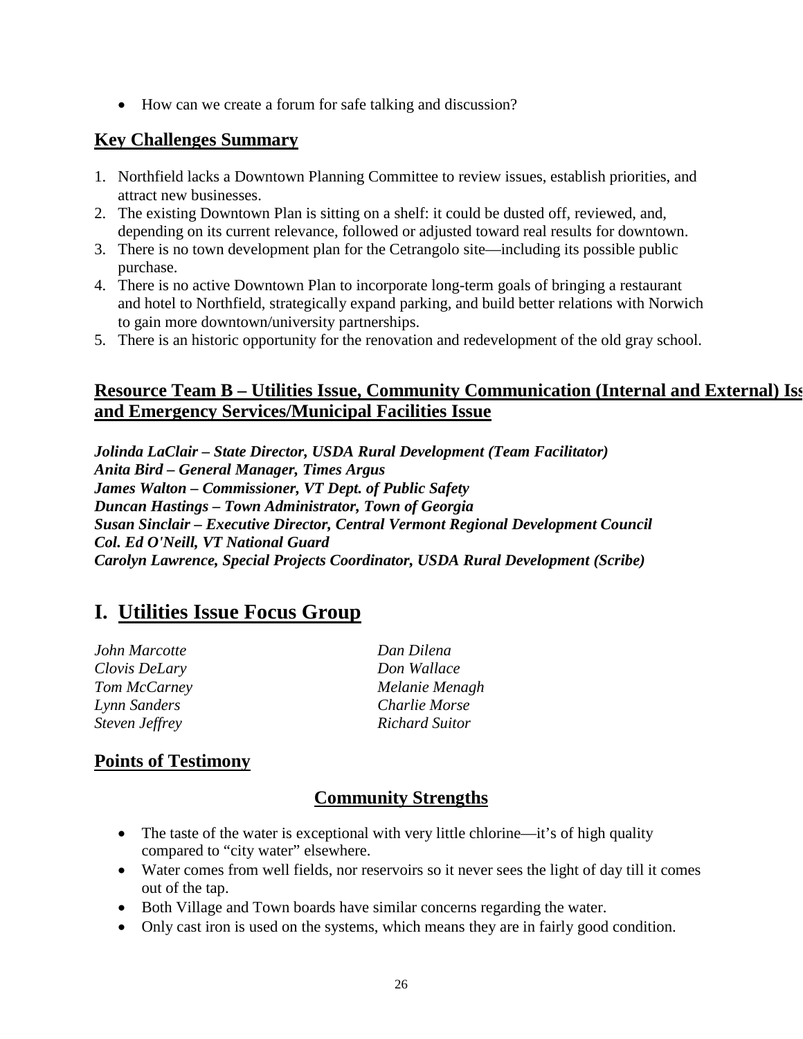- How can we create a forum for safe talking and discussion?

## Key Challenges Summary

1. Northfield lacks a Downtown Planning Committee to review issues, establish priorities, and attract new businesses.
2. The existing Downtown Plan is sitting on a shelf: it could be dusted off, reviewed, and, depending on its current relevance, followed or adjusted toward real results for downtown.
3. There is no town development plan for the Cetrangolo site—including its possible public purchase.
4. There is no active Downtown Plan to incorporate long-term goals of bringing a restaurant and hotel to Northfield, strategically expand parking, and build better relations with Norwich to gain more downtown/university partnerships.
5. There is an historic opportunity for the renovation and redevelopment of the old gray school.

## Resource Team B – Utilities Issue, Community Communication (Internal and External) Iss and Emergency Services/Municipal Facilities Issue

***Jolinda LaClair – State Director, USDA Rural Development (Team Facilitator)***
***Anita Bird – General Manager, Times Argus***
***James Walton – Commissioner, VT Dept. of Public Safety***
***Duncan Hastings – Town Administrator, Town of Georgia***
***Susan Sinclair – Executive Director, Central Vermont Regional Development Council***
***Col. Ed O'Neill, VT National Guard***
***Carolyn Lawrence, Special Projects Coordinator, USDA Rural Development (Scribe)***

# I. Utilities Issue Focus Group

*John Marcotte*
*Clovis DeLary*
*Tom McCarney*
*Lynn Sanders*
*Steven Jeffrey*
*Dan Dilena*
*Don Wallace*
*Melanie Menagh*
*Charlie Morse*
*Richard Suitor*

## Points of Testimony

### Community Strengths

- The taste of the water is exceptional with very little chlorine—it's of high quality compared to "city water" elsewhere.
- Water comes from well fields, nor reservoirs so it never sees the light of day till it comes out of the tap.
- Both Village and Town boards have similar concerns regarding the water.
- Only cast iron is used on the systems, which means they are in fairly good condition.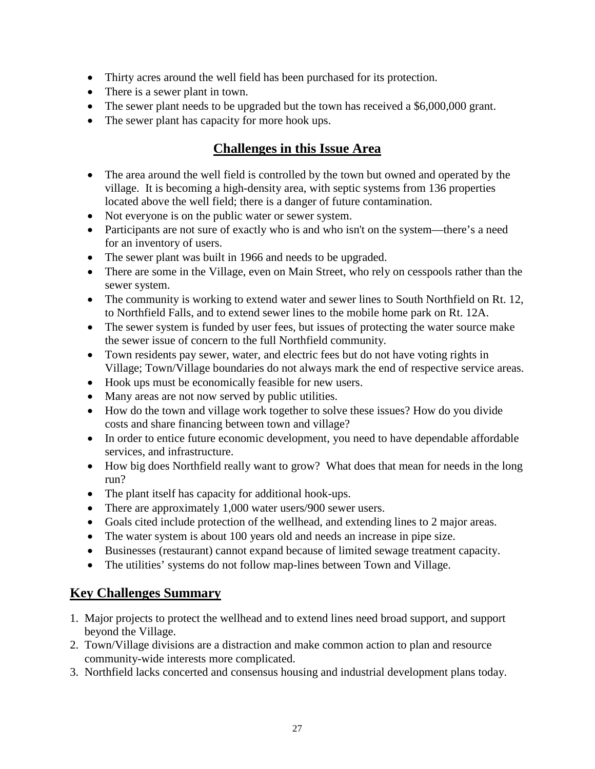- Thirty acres around the well field has been purchased for its protection.
- There is a sewer plant in town.
- The sewer plant needs to be upgraded but the town has received a $6,000,000 grant.
- The sewer plant has capacity for more hook ups.

## Challenges in this Issue Area

- The area around the well field is controlled by the town but owned and operated by the village. It is becoming a high-density area, with septic systems from 136 properties located above the well field; there is a danger of future contamination.
- Not everyone is on the public water or sewer system.
- Participants are not sure of exactly who is and who isn't on the system—there's a need for an inventory of users.
- The sewer plant was built in 1966 and needs to be upgraded.
- There are some in the Village, even on Main Street, who rely on cesspools rather than the sewer system.
- The community is working to extend water and sewer lines to South Northfield on Rt. 12, to Northfield Falls, and to extend sewer lines to the mobile home park on Rt. 12A.
- The sewer system is funded by user fees, but issues of protecting the water source make the sewer issue of concern to the full Northfield community.
- Town residents pay sewer, water, and electric fees but do not have voting rights in Village; Town/Village boundaries do not always mark the end of respective service areas.
- Hook ups must be economically feasible for new users.
- Many areas are not now served by public utilities.
- How do the town and village work together to solve these issues? How do you divide costs and share financing between town and village?
- In order to entice future economic development, you need to have dependable affordable services, and infrastructure.
- How big does Northfield really want to grow? What does that mean for needs in the long run?
- The plant itself has capacity for additional hook-ups.
- There are approximately 1,000 water users/900 sewer users.
- Goals cited include protection of the wellhead, and extending lines to 2 major areas.
- The water system is about 100 years old and needs an increase in pipe size.
- Businesses (restaurant) cannot expand because of limited sewage treatment capacity.
- The utilities' systems do not follow map-lines between Town and Village.

## Key Challenges Summary

1. Major projects to protect the wellhead and to extend lines need broad support, and support beyond the Village.
2. Town/Village divisions are a distraction and make common action to plan and resource community-wide interests more complicated.
3. Northfield lacks concerted and consensus housing and industrial development plans today.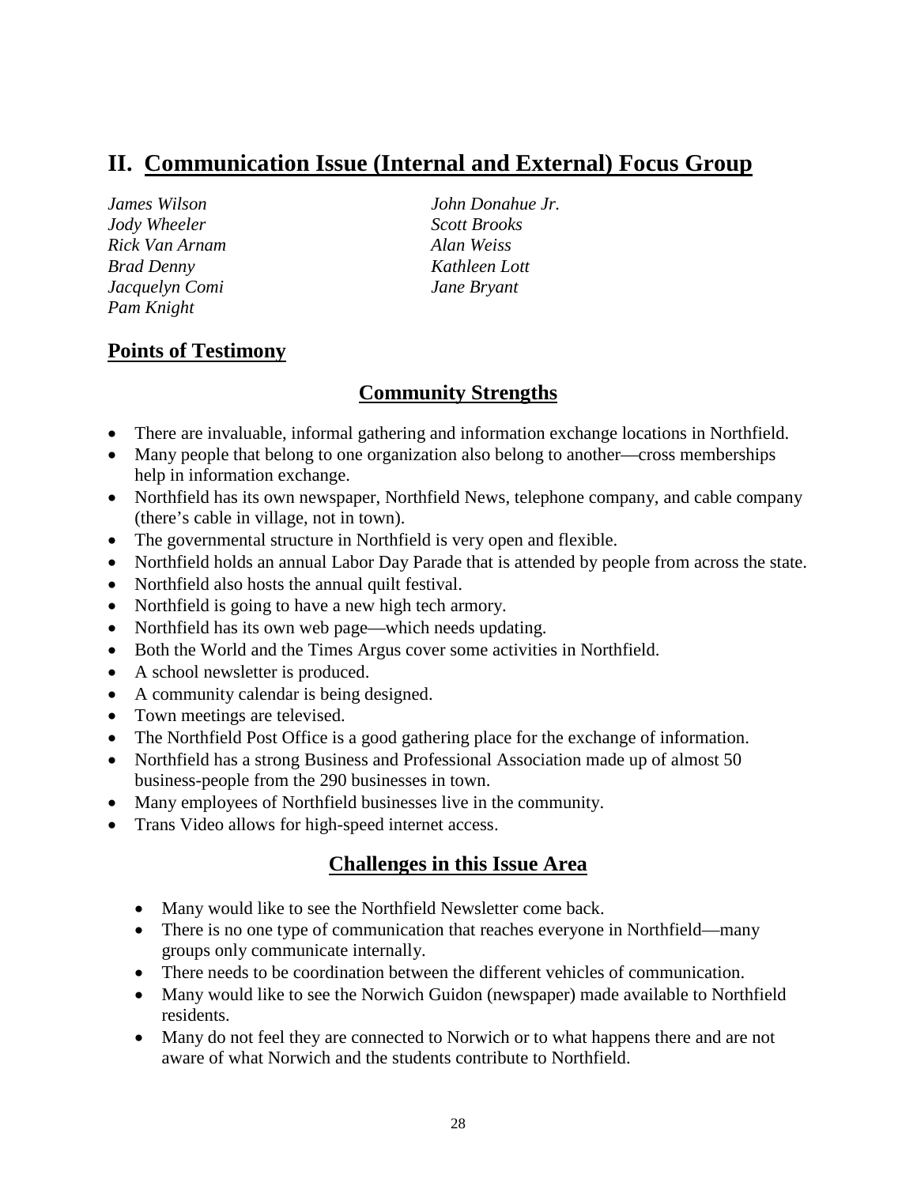## II. Communication Issue (Internal and External) Focus Group

*James Wilson*
*Jody Wheeler*
*Rick Van Arnam*
*Brad Denny*
*Jacquelyn Comi*
*Pam Knight*
*John Donahue Jr.*
*Scott Brooks*
*Alan Weiss*
*Kathleen Lott*
*Jane Bryant*

### Points of Testimony

#### Community Strengths

- There are invaluable, informal gathering and information exchange locations in Northfield.
- Many people that belong to one organization also belong to another—cross memberships help in information exchange.
- Northfield has its own newspaper, Northfield News, telephone company, and cable company (there's cable in village, not in town).
- The governmental structure in Northfield is very open and flexible.
- Northfield holds an annual Labor Day Parade that is attended by people from across the state.
- Northfield also hosts the annual quilt festival.
- Northfield is going to have a new high tech armory.
- Northfield has its own web page—which needs updating.
- Both the World and the Times Argus cover some activities in Northfield.
- A school newsletter is produced.
- A community calendar is being designed.
- Town meetings are televised.
- The Northfield Post Office is a good gathering place for the exchange of information.
- Northfield has a strong Business and Professional Association made up of almost 50 business-people from the 290 businesses in town.
- Many employees of Northfield businesses live in the community.
- Trans Video allows for high-speed internet access.

#### Challenges in this Issue Area

- Many would like to see the Northfield Newsletter come back.
- There is no one type of communication that reaches everyone in Northfield—many groups only communicate internally.
- There needs to be coordination between the different vehicles of communication.
- Many would like to see the Norwich Guidon (newspaper) made available to Northfield residents.
- Many do not feel they are connected to Norwich or to what happens there and are not aware of what Norwich and the students contribute to Northfield.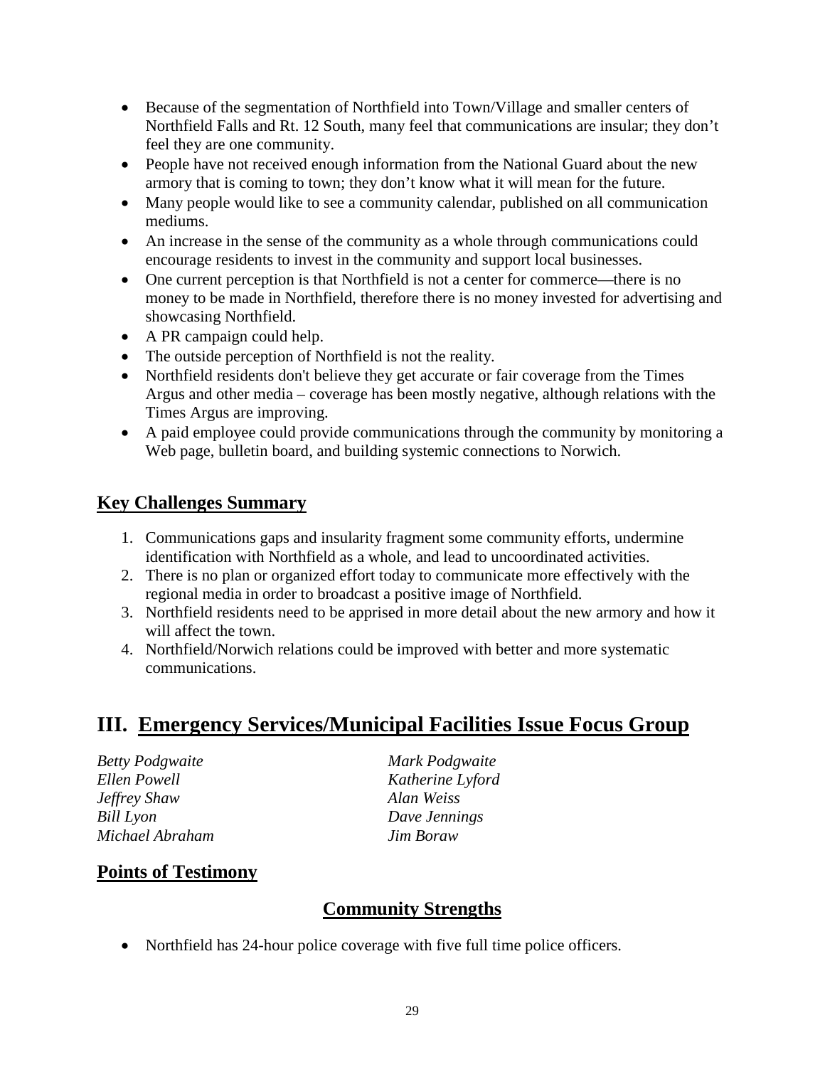- Because of the segmentation of Northfield into Town/Village and smaller centers of Northfield Falls and Rt. 12 South, many feel that communications are insular; they don't feel they are one community.
- People have not received enough information from the National Guard about the new armory that is coming to town; they don't know what it will mean for the future.
- Many people would like to see a community calendar, published on all communication mediums.
- An increase in the sense of the community as a whole through communications could encourage residents to invest in the community and support local businesses.
- One current perception is that Northfield is not a center for commerce—there is no money to be made in Northfield, therefore there is no money invested for advertising and showcasing Northfield.
- A PR campaign could help.
- The outside perception of Northfield is not the reality.
- Northfield residents don't believe they get accurate or fair coverage from the Times Argus and other media – coverage has been mostly negative, although relations with the Times Argus are improving.
- A paid employee could provide communications through the community by monitoring a Web page, bulletin board, and building systemic connections to Norwich.

## Key Challenges Summary

1. Communications gaps and insularity fragment some community efforts, undermine identification with Northfield as a whole, and lead to uncoordinated activities.
2. There is no plan or organized effort today to communicate more effectively with the regional media in order to broadcast a positive image of Northfield.
3. Northfield residents need to be apprised in more detail about the new armory and how it will affect the town.
4. Northfield/Norwich relations could be improved with better and more systematic communications.

# III. Emergency Services/Municipal Facilities Issue Focus Group

*Betty Podgwaite*
*Mark Podgwaite*
*Ellen Powell*
*Katherine Lyford*
*Jeffrey Shaw*
*Alan Weiss*
*Bill Lyon*
*Dave Jennings*
*Michael Abraham*
*Jim Boraw*

## Points of Testimony

### Community Strengths

- Northfield has 24-hour police coverage with five full time police officers.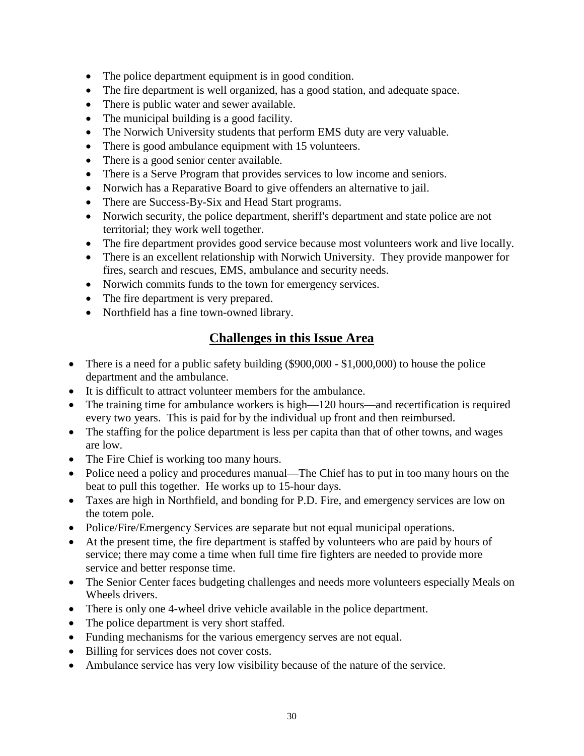- The police department equipment is in good condition.
- The fire department is well organized, has a good station, and adequate space.
- There is public water and sewer available.
- The municipal building is a good facility.
- The Norwich University students that perform EMS duty are very valuable.
- There is good ambulance equipment with 15 volunteers.
- There is a good senior center available.
- There is a Serve Program that provides services to low income and seniors.
- Norwich has a Reparative Board to give offenders an alternative to jail.
- There are Success-By-Six and Head Start programs.
- Norwich security, the police department, sheriff's department and state police are not territorial; they work well together.
- The fire department provides good service because most volunteers work and live locally.
- There is an excellent relationship with Norwich University. They provide manpower for fires, search and rescues, EMS, ambulance and security needs.
- Norwich commits funds to the town for emergency services.
- The fire department is very prepared.
- Northfield has a fine town-owned library.

## Challenges in this Issue Area

- There is a need for a public safety building ($900,000 - $1,000,000) to house the police department and the ambulance.
- It is difficult to attract volunteer members for the ambulance.
- The training time for ambulance workers is high—120 hours—and recertification is required every two years. This is paid for by the individual up front and then reimbursed.
- The staffing for the police department is less per capita than that of other towns, and wages are low.
- The Fire Chief is working too many hours.
- Police need a policy and procedures manual—The Chief has to put in too many hours on the beat to pull this together. He works up to 15-hour days.
- Taxes are high in Northfield, and bonding for P.D. Fire, and emergency services are low on the totem pole.
- Police/Fire/Emergency Services are separate but not equal municipal operations.
- At the present time, the fire department is staffed by volunteers who are paid by hours of service; there may come a time when full time fire fighters are needed to provide more service and better response time.
- The Senior Center faces budgeting challenges and needs more volunteers especially Meals on Wheels drivers.
- There is only one 4-wheel drive vehicle available in the police department.
- The police department is very short staffed.
- Funding mechanisms for the various emergency serves are not equal.
- Billing for services does not cover costs.
- Ambulance service has very low visibility because of the nature of the service.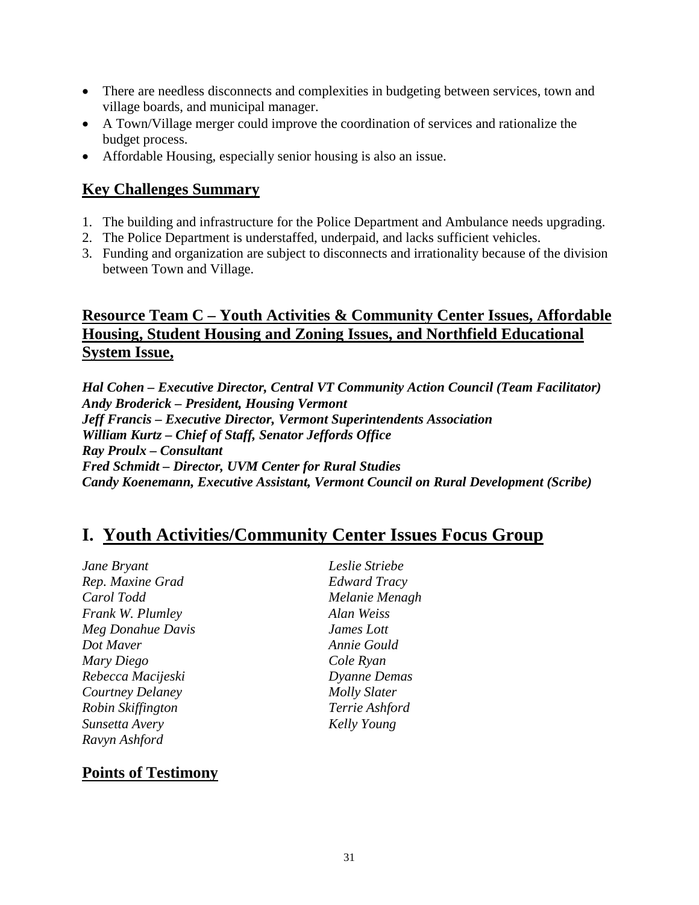- There are needless disconnects and complexities in budgeting between services, town and village boards, and municipal manager.
- A Town/Village merger could improve the coordination of services and rationalize the budget process.
- Affordable Housing, especially senior housing is also an issue.

## Key Challenges Summary

1. The building and infrastructure for the Police Department and Ambulance needs upgrading.
2. The Police Department is understaffed, underpaid, and lacks sufficient vehicles.
3. Funding and organization are subject to disconnects and irrationality because of the division between Town and Village.

## Resource Team C – Youth Activities & Community Center Issues, Affordable Housing, Student Housing and Zoning Issues, and Northfield Educational System Issue,

***Hal Cohen – Executive Director, Central VT Community Action Council (Team Facilitator)***
***Andy Broderick – President, Housing Vermont***
***Jeff Francis – Executive Director, Vermont Superintendents Association***
***William Kurtz – Chief of Staff, Senator Jeffords Office***
***Ray Proulx – Consultant***
***Fred Schmidt – Director, UVM Center for Rural Studies***
***Candy Koenemann, Executive Assistant, Vermont Council on Rural Development (Scribe)***

# I. Youth Activities/Community Center Issues Focus Group

*Jane Bryant*
*Rep. Maxine Grad*
*Carol Todd*
*Frank W. Plumley*
*Meg Donahue Davis*
*Dot Maver*
*Mary Diego*
*Rebecca Macijeski*
*Courtney Delaney*
*Robin Skiffington*
*Sunsetta Avery*
*Ravyn Ashford*
*Leslie Striebe*
*Edward Tracy*
*Melanie Menagh*
*Alan Weiss*
*James Lott*
*Annie Gould*
*Cole Ryan*
*Dyanne Demas*
*Molly Slater*
*Terrie Ashford*
*Kelly Young*

## Points of Testimony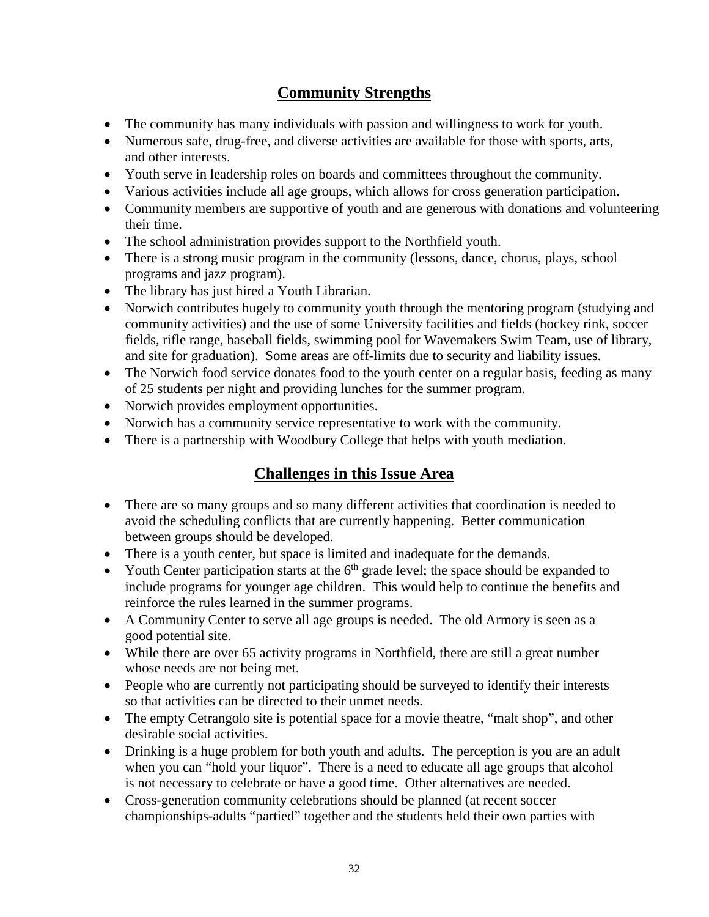## Community Strengths

- The community has many individuals with passion and willingness to work for youth.
- Numerous safe, drug-free, and diverse activities are available for those with sports, arts, and other interests.
- Youth serve in leadership roles on boards and committees throughout the community.
- Various activities include all age groups, which allows for cross generation participation.
- Community members are supportive of youth and are generous with donations and volunteering their time.
- The school administration provides support to the Northfield youth.
- There is a strong music program in the community (lessons, dance, chorus, plays, school programs and jazz program).
- The library has just hired a Youth Librarian.
- Norwich contributes hugely to community youth through the mentoring program (studying and community activities) and the use of some University facilities and fields (hockey rink, soccer fields, rifle range, baseball fields, swimming pool for Wavemakers Swim Team, use of library, and site for graduation). Some areas are off-limits due to security and liability issues.
- The Norwich food service donates food to the youth center on a regular basis, feeding as many of 25 students per night and providing lunches for the summer program.
- Norwich provides employment opportunities.
- Norwich has a community service representative to work with the community.
- There is a partnership with Woodbury College that helps with youth mediation.

## Challenges in this Issue Area

- There are so many groups and so many different activities that coordination is needed to avoid the scheduling conflicts that are currently happening. Better communication between groups should be developed.
- There is a youth center, but space is limited and inadequate for the demands.
- Youth Center participation starts at the 6th grade level; the space should be expanded to include programs for younger age children. This would help to continue the benefits and reinforce the rules learned in the summer programs.
- A Community Center to serve all age groups is needed. The old Armory is seen as a good potential site.
- While there are over 65 activity programs in Northfield, there are still a great number whose needs are not being met.
- People who are currently not participating should be surveyed to identify their interests so that activities can be directed to their unmet needs.
- The empty Cetrangolo site is potential space for a movie theatre, "malt shop", and other desirable social activities.
- Drinking is a huge problem for both youth and adults. The perception is you are an adult when you can "hold your liquor". There is a need to educate all age groups that alcohol is not necessary to celebrate or have a good time. Other alternatives are needed.
- Cross-generation community celebrations should be planned (at recent soccer championships-adults "partied" together and the students held their own parties with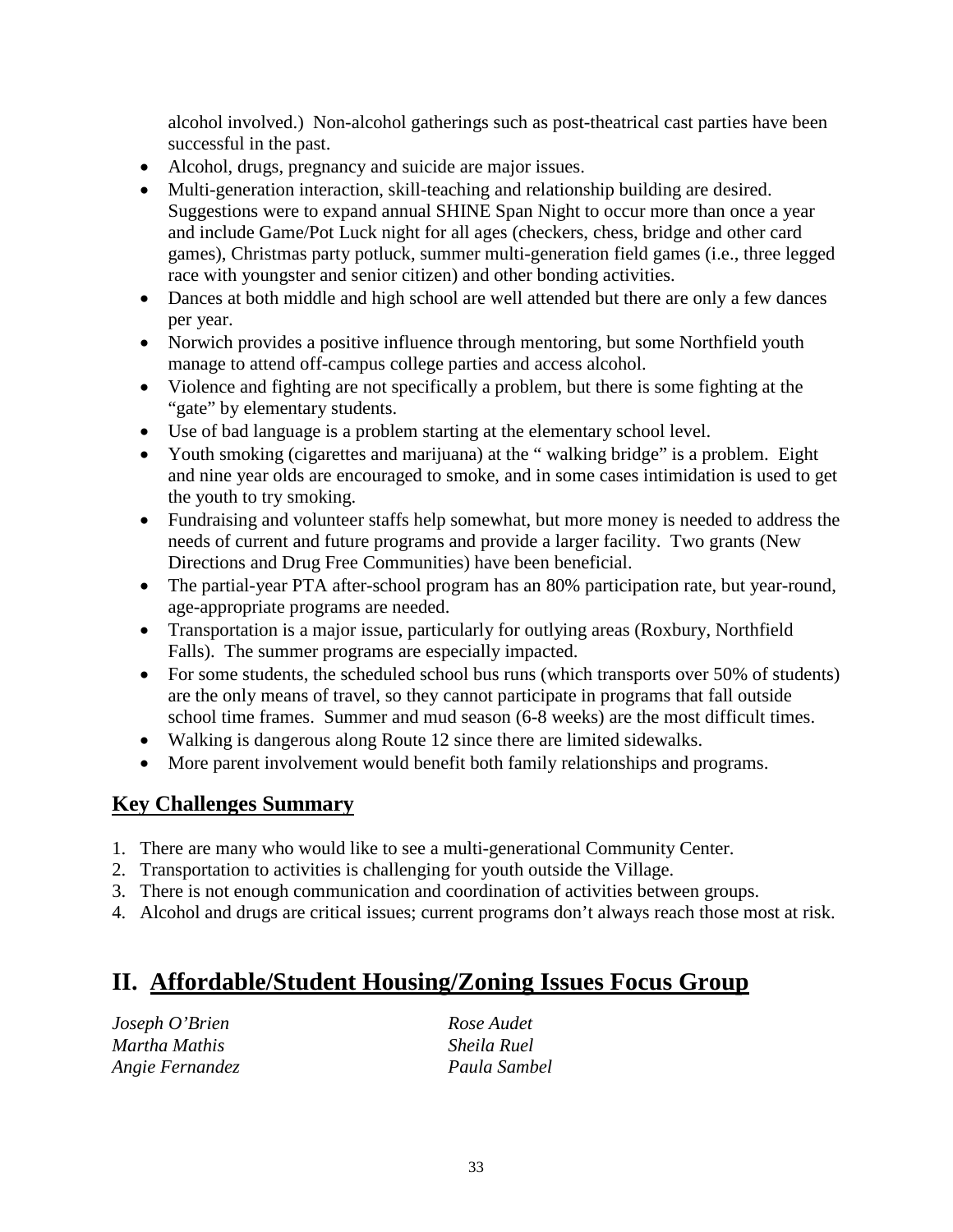alcohol involved.) Non-alcohol gatherings such as post-theatrical cast parties have been successful in the past.

- Alcohol, drugs, pregnancy and suicide are major issues.
- Multi-generation interaction, skill-teaching and relationship building are desired. Suggestions were to expand annual SHINE Span Night to occur more than once a year and include Game/Pot Luck night for all ages (checkers, chess, bridge and other card games), Christmas party potluck, summer multi-generation field games (i.e., three legged race with youngster and senior citizen) and other bonding activities.
- Dances at both middle and high school are well attended but there are only a few dances per year.
- Norwich provides a positive influence through mentoring, but some Northfield youth manage to attend off-campus college parties and access alcohol.
- Violence and fighting are not specifically a problem, but there is some fighting at the "gate" by elementary students.
- Use of bad language is a problem starting at the elementary school level.
- Youth smoking (cigarettes and marijuana) at the " walking bridge" is a problem. Eight and nine year olds are encouraged to smoke, and in some cases intimidation is used to get the youth to try smoking.
- Fundraising and volunteer staffs help somewhat, but more money is needed to address the needs of current and future programs and provide a larger facility. Two grants (New Directions and Drug Free Communities) have been beneficial.
- The partial-year PTA after-school program has an 80% participation rate, but year-round, age-appropriate programs are needed.
- Transportation is a major issue, particularly for outlying areas (Roxbury, Northfield Falls). The summer programs are especially impacted.
- For some students, the scheduled school bus runs (which transports over 50% of students) are the only means of travel, so they cannot participate in programs that fall outside school time frames. Summer and mud season (6-8 weeks) are the most difficult times.
- Walking is dangerous along Route 12 since there are limited sidewalks.
- More parent involvement would benefit both family relationships and programs.

## Key Challenges Summary

1. There are many who would like to see a multi-generational Community Center.
2. Transportation to activities is challenging for youth outside the Village.
3. There is not enough communication and coordination of activities between groups.
4. Alcohol and drugs are critical issues; current programs don't always reach those most at risk.

# II. Affordable/Student Housing/Zoning Issues Focus Group

*Joseph O'Brien*
*Martha Mathis*
*Angie Fernandez*
*Rose Audet*
*Sheila Ruel*
*Paula Sambel*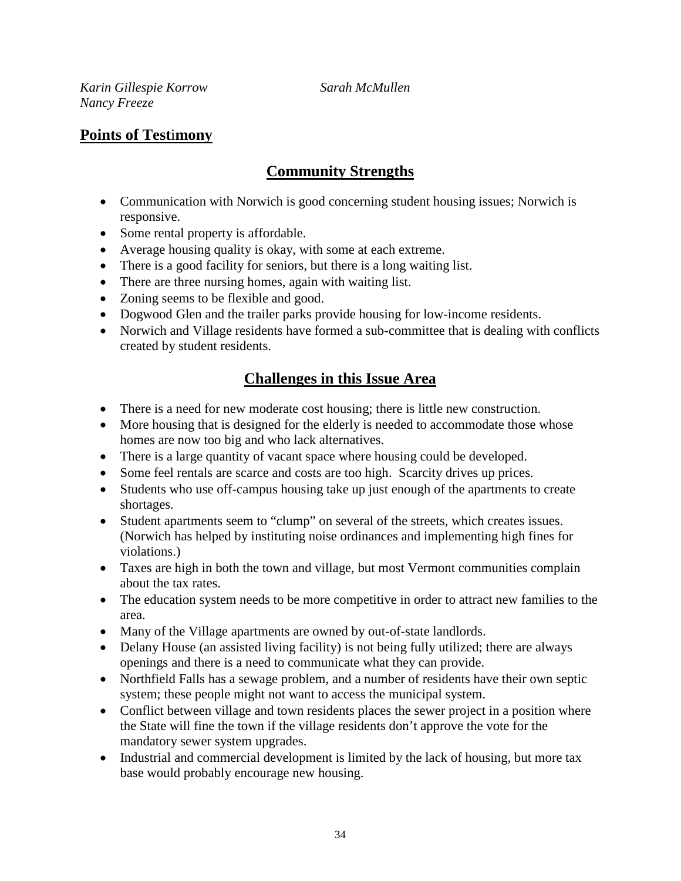*Karin Gillespie Korrow*
*Sarah McMullen*
*Nancy Freeze*

## Points of Testimony

### Community Strengths

- Communication with Norwich is good concerning student housing issues; Norwich is responsive.
- Some rental property is affordable.
- Average housing quality is okay, with some at each extreme.
- There is a good facility for seniors, but there is a long waiting list.
- There are three nursing homes, again with waiting list.
- Zoning seems to be flexible and good.
- Dogwood Glen and the trailer parks provide housing for low-income residents.
- Norwich and Village residents have formed a sub-committee that is dealing with conflicts created by student residents.

### Challenges in this Issue Area

- There is a need for new moderate cost housing; there is little new construction.
- More housing that is designed for the elderly is needed to accommodate those whose homes are now too big and who lack alternatives.
- There is a large quantity of vacant space where housing could be developed.
- Some feel rentals are scarce and costs are too high. Scarcity drives up prices.
- Students who use off-campus housing take up just enough of the apartments to create shortages.
- Student apartments seem to "clump" on several of the streets, which creates issues. (Norwich has helped by instituting noise ordinances and implementing high fines for violations.)
- Taxes are high in both the town and village, but most Vermont communities complain about the tax rates.
- The education system needs to be more competitive in order to attract new families to the area.
- Many of the Village apartments are owned by out-of-state landlords.
- Delany House (an assisted living facility) is not being fully utilized; there are always openings and there is a need to communicate what they can provide.
- Northfield Falls has a sewage problem, and a number of residents have their own septic system; these people might not want to access the municipal system.
- Conflict between village and town residents places the sewer project in a position where the State will fine the town if the village residents don't approve the vote for the mandatory sewer system upgrades.
- Industrial and commercial development is limited by the lack of housing, but more tax base would probably encourage new housing.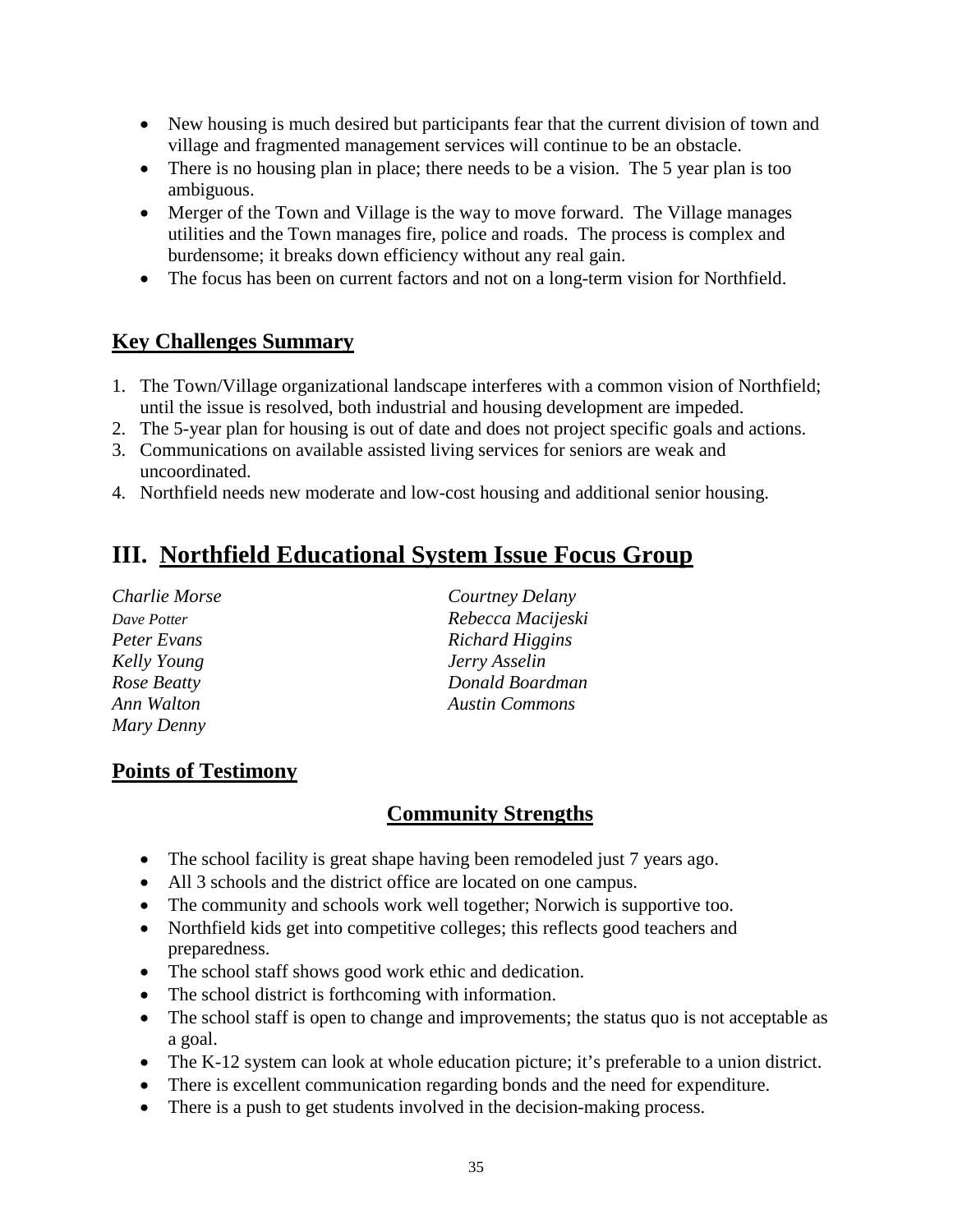- New housing is much desired but participants fear that the current division of town and village and fragmented management services will continue to be an obstacle.
- There is no housing plan in place; there needs to be a vision. The 5 year plan is too ambiguous.
- Merger of the Town and Village is the way to move forward. The Village manages utilities and the Town manages fire, police and roads. The process is complex and burdensome; it breaks down efficiency without any real gain.
- The focus has been on current factors and not on a long-term vision for Northfield.

## Key Challenges Summary

1. The Town/Village organizational landscape interferes with a common vision of Northfield; until the issue is resolved, both industrial and housing development are impeded.
2. The 5-year plan for housing is out of date and does not project specific goals and actions.
3. Communications on available assisted living services for seniors are weak and uncoordinated.
4. Northfield needs new moderate and low-cost housing and additional senior housing.

# III. Northfield Educational System Issue Focus Group

*Charlie Morse*
*Dave Potter*
*Peter Evans*
*Kelly Young*
*Rose Beatty*
*Ann Walton*
*Mary Denny*
*Courtney Delany*
*Rebecca Macijeski*
*Richard Higgins*
*Jerry Asselin*
*Donald Boardman*
*Austin Commons*

## Points of Testimony

### Community Strengths

- The school facility is great shape having been remodeled just 7 years ago.
- All 3 schools and the district office are located on one campus.
- The community and schools work well together; Norwich is supportive too.
- Northfield kids get into competitive colleges; this reflects good teachers and preparedness.
- The school staff shows good work ethic and dedication.
- The school district is forthcoming with information.
- The school staff is open to change and improvements; the status quo is not acceptable as a goal.
- The K-12 system can look at whole education picture; it's preferable to a union district.
- There is excellent communication regarding bonds and the need for expenditure.
- There is a push to get students involved in the decision-making process.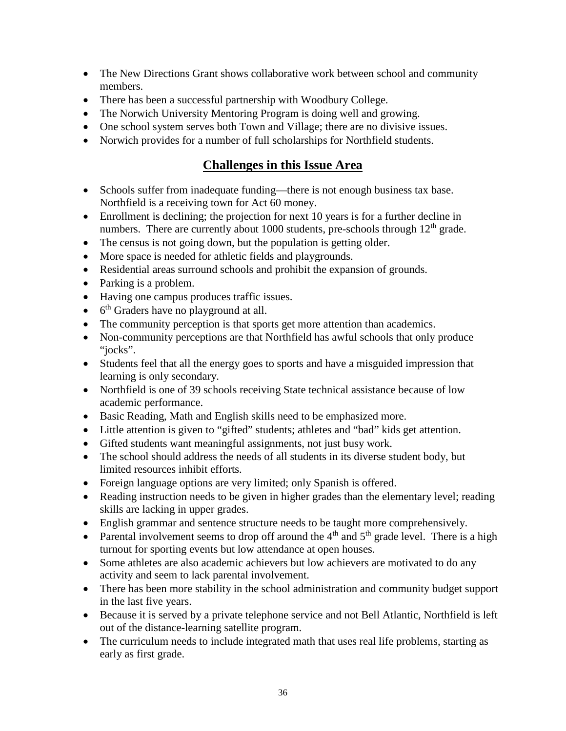- The New Directions Grant shows collaborative work between school and community members.
- There has been a successful partnership with Woodbury College.
- The Norwich University Mentoring Program is doing well and growing.
- One school system serves both Town and Village; there are no divisive issues.
- Norwich provides for a number of full scholarships for Northfield students.

## Challenges in this Issue Area

- Schools suffer from inadequate funding—there is not enough business tax base. Northfield is a receiving town for Act 60 money.
- Enrollment is declining; the projection for next 10 years is for a further decline in numbers. There are currently about 1000 students, pre-schools through 12th grade.
- The census is not going down, but the population is getting older.
- More space is needed for athletic fields and playgrounds.
- Residential areas surround schools and prohibit the expansion of grounds.
- Parking is a problem.
- Having one campus produces traffic issues.
- 6th Graders have no playground at all.
- The community perception is that sports get more attention than academics.
- Non-community perceptions are that Northfield has awful schools that only produce "jocks".
- Students feel that all the energy goes to sports and have a misguided impression that learning is only secondary.
- Northfield is one of 39 schools receiving State technical assistance because of low academic performance.
- Basic Reading, Math and English skills need to be emphasized more.
- Little attention is given to "gifted" students; athletes and "bad" kids get attention.
- Gifted students want meaningful assignments, not just busy work.
- The school should address the needs of all students in its diverse student body, but limited resources inhibit efforts.
- Foreign language options are very limited; only Spanish is offered.
- Reading instruction needs to be given in higher grades than the elementary level; reading skills are lacking in upper grades.
- English grammar and sentence structure needs to be taught more comprehensively.
- Parental involvement seems to drop off around the 4th and 5th grade level. There is a high turnout for sporting events but low attendance at open houses.
- Some athletes are also academic achievers but low achievers are motivated to do any activity and seem to lack parental involvement.
- There has been more stability in the school administration and community budget support in the last five years.
- Because it is served by a private telephone service and not Bell Atlantic, Northfield is left out of the distance-learning satellite program.
- The curriculum needs to include integrated math that uses real life problems, starting as early as first grade.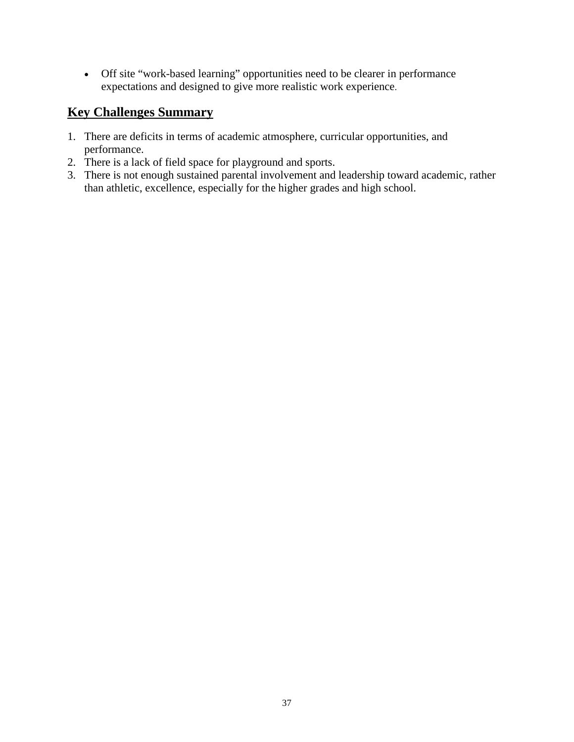- Off site "work-based learning" opportunities need to be clearer in performance expectations and designed to give more realistic work experience.

## Key Challenges Summary

1. There are deficits in terms of academic atmosphere, curricular opportunities, and performance.
2. There is a lack of field space for playground and sports.
3. There is not enough sustained parental involvement and leadership toward academic, rather than athletic, excellence, especially for the higher grades and high school.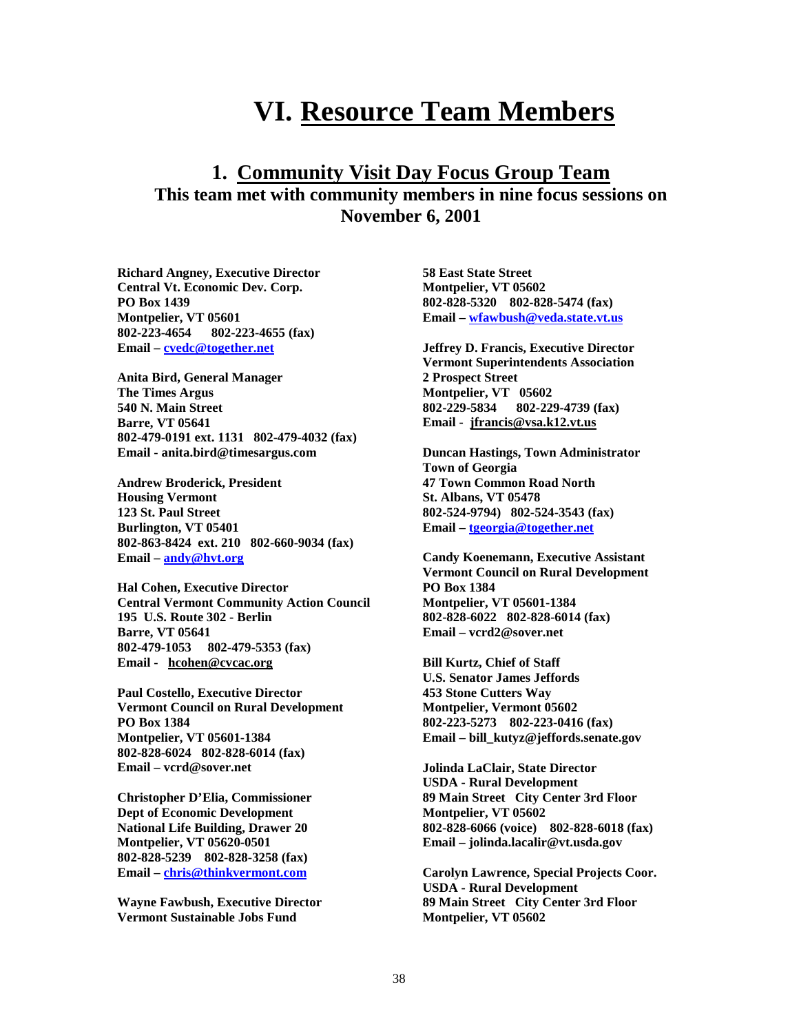# VI. Resource Team Members

## 1. Community Visit Day Focus Group Team

### This team met with community members in nine focus sessions on November 6, 2001

**Richard Angney, Executive Director**
**Central Vt. Economic Dev. Corp.**
**PO Box 1439**
**Montpelier, VT 05601**
**802-223-4654   802-223-4655 (fax)**
**Email – cvedc@together.net**

**Anita Bird, General Manager**
**The Times Argus**
**540 N. Main Street**
**Barre, VT 05641**
**802-479-0191 ext. 1131   802-479-4032 (fax)**
**Email - anita.bird@timesargus.com**

**Andrew Broderick, President**
**Housing Vermont**
**123 St. Paul Street**
**Burlington, VT 05401**
**802-863-8424 ext. 210   802-660-9034 (fax)**
**Email – andy@hvt.org**

**Hal Cohen, Executive Director**
**Central Vermont Community Action Council**
**195 U.S. Route 302 - Berlin**
**Barre, VT 05641**
**802-479-1053   802-479-5353 (fax)**
**Email - hcohen@cvcac.org**

**Paul Costello, Executive Director**
**Vermont Council on Rural Development**
**PO Box 1384**
**Montpelier, VT 05601-1384**
**802-828-6024   802-828-6014 (fax)**
**Email – vcrd@sover.net**

**Christopher D'Elia, Commissioner**
**Dept of Economic Development**
**National Life Building, Drawer 20**
**Montpelier, VT 05620-0501**
**802-828-5239   802-828-3258 (fax)**
**Email – chris@thinkvermont.com**

**Wayne Fawbush, Executive Director**
**Vermont Sustainable Jobs Fund**
**58 East State Street**
**Montpelier, VT 05602**
**802-828-5320   802-828-5474 (fax)**
**Email – wfawbush@veda.state.vt.us**

**Jeffrey D. Francis, Executive Director**
**Vermont Superintendents Association**
**2 Prospect Street**
**Montpelier, VT 05602**
**802-229-5834   802-229-4739 (fax)**
**Email - jfrancis@vsa.k12.vt.us**

**Duncan Hastings, Town Administrator**
**Town of Georgia**
**47 Town Common Road North**
**St. Albans, VT 05478**
**802-524-9794)   802-524-3543 (fax)**
**Email – tgeorgia@together.net**

**Candy Koenemann, Executive Assistant**
**Vermont Council on Rural Development**
**PO Box 1384**
**Montpelier, VT 05601-1384**
**802-828-6022   802-828-6014 (fax)**
**Email – vcrd2@sover.net**

**Bill Kurtz, Chief of Staff**
**U.S. Senator James Jeffords**
**453 Stone Cutters Way**
**Montpelier, Vermont 05602**
**802-223-5273   802-223-0416 (fax)**
**Email – bill_kutyz@jeffords.senate.gov**

**Jolinda LaClair, State Director**
**USDA - Rural Development**
**89 Main Street   City Center 3rd Floor**
**Montpelier, VT 05602**
**802-828-6066 (voice)   802-828-6018 (fax)**
**Email – jolinda.lacalir@vt.usda.gov**

**Carolyn Lawrence, Special Projects Coor.**
**USDA - Rural Development**
**89 Main Street   City Center 3rd Floor**
**Montpelier, VT 05602**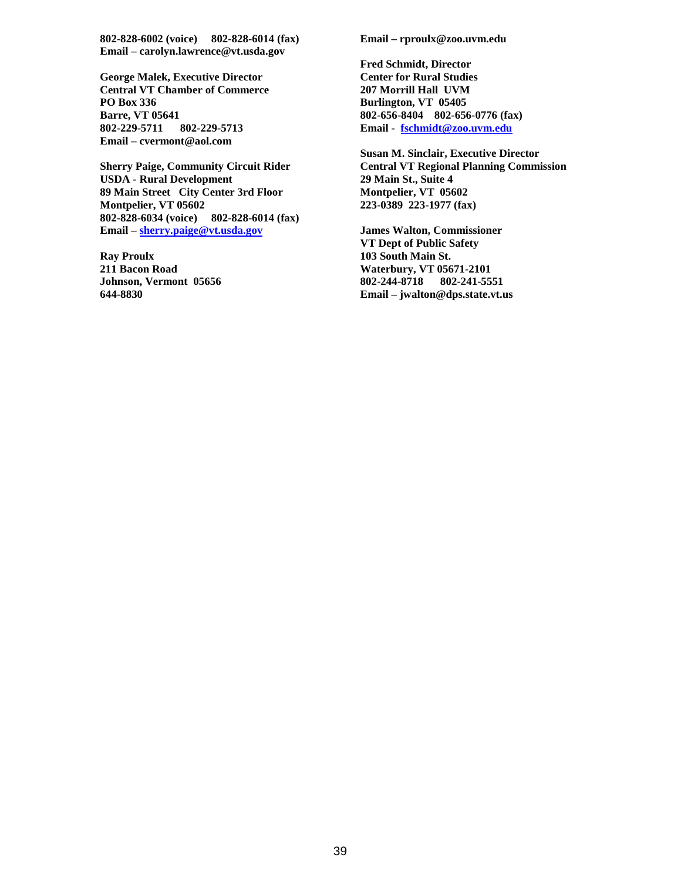**802-828-6002 (voice)    802-828-6014 (fax)**
**Email – carolyn.lawrence@vt.usda.gov**

**George Malek, Executive Director**
**Central VT Chamber of Commerce**
**PO Box 336**
**Barre, VT 05641**
**802-229-5711    802-229-5713**
**Email – cvermont@aol.com**

**Sherry Paige, Community Circuit Rider**
**USDA - Rural Development**
**89 Main Street   City Center 3rd Floor**
**Montpelier, VT 05602**
**802-828-6034 (voice)    802-828-6014 (fax)**
**Email – sherry.paige@vt.usda.gov**

**Ray Proulx**
**211 Bacon Road**
**Johnson, Vermont  05656**
**644-8830**
**Email – rproulx@zoo.uvm.edu**

**Fred Schmidt, Director**
**Center for Rural Studies**
**207 Morrill Hall  UVM**
**Burlington, VT  05405**
**802-656-8404    802-656-0776 (fax)**
**Email -  fschmidt@zoo.uvm.edu**

**Susan M. Sinclair, Executive Director**
**Central VT Regional Planning Commission**
**29 Main St., Suite 4**
**Montpelier, VT  05602**
**223-0389  223-1977 (fax)**

**James Walton, Commissioner**
**VT Dept of Public Safety**
**103 South Main St.**
**Waterbury, VT 05671-2101**
**802-244-8718    802-241-5551**
**Email – jwalton@dps.state.vt.us**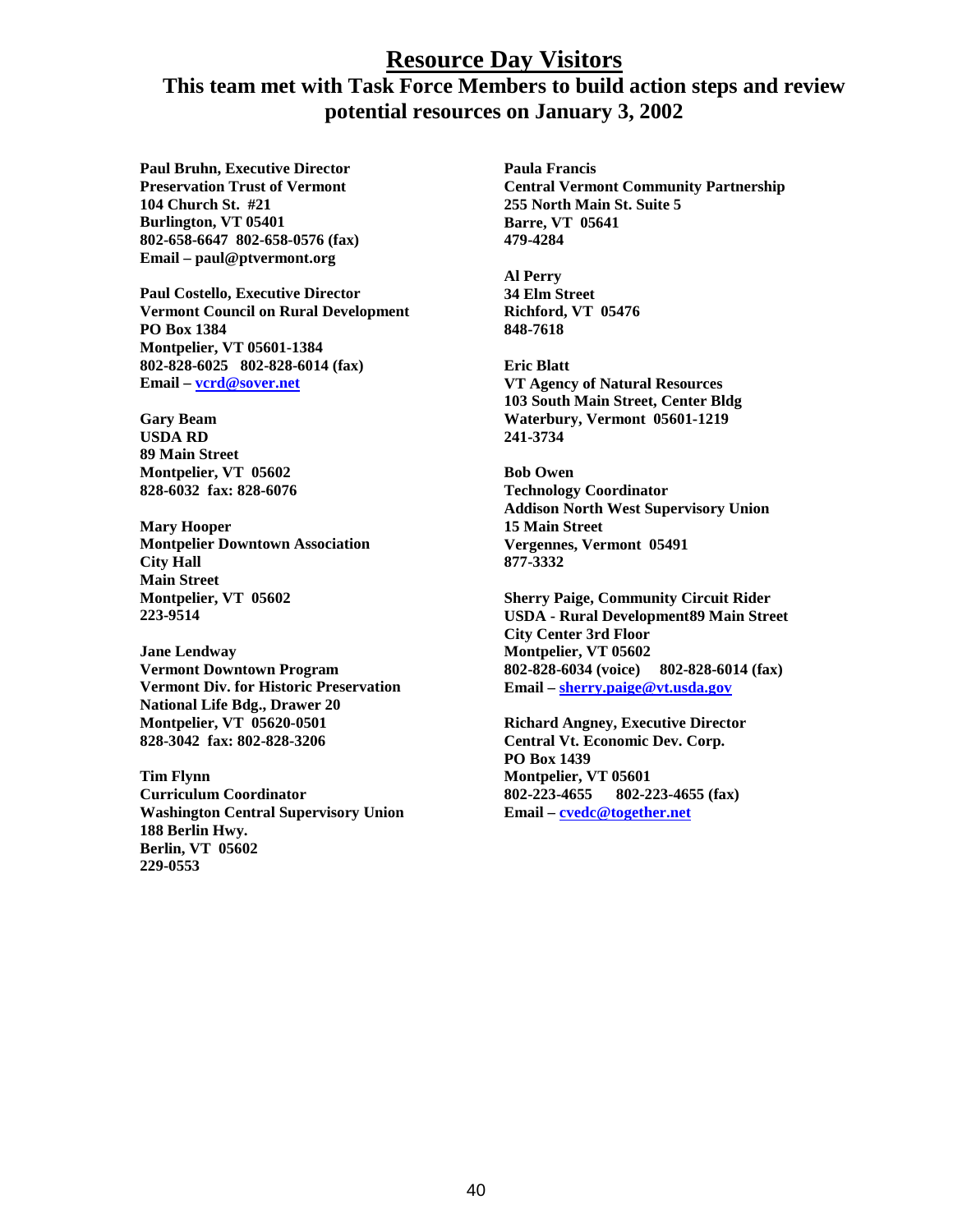# Resource Day Visitors

## This team met with Task Force Members to build action steps and review potential resources on January 3, 2002

**Paul Bruhn, Executive Director**
**Preservation Trust of Vermont**
**104 Church St. #21**
**Burlington, VT 05401**
**802-658-6647 802-658-0576 (fax)**
**Email – paul@ptvermont.org**

**Paul Costello, Executive Director**
**Vermont Council on Rural Development**
**PO Box 1384**
**Montpelier, VT 05601-1384**
**802-828-6025 802-828-6014 (fax)**
**Email – vcrd@sover.net**

**Gary Beam**
**USDA RD**
**89 Main Street**
**Montpelier, VT 05602**
**828-6032 fax: 828-6076**

**Mary Hooper**
**Montpelier Downtown Association**
**City Hall**
**Main Street**
**Montpelier, VT 05602**
**223-9514**

**Jane Lendway**
**Vermont Downtown Program**
**Vermont Div. for Historic Preservation**
**National Life Bdg., Drawer 20**
**Montpelier, VT 05620-0501**
**828-3042 fax: 802-828-3206**

**Tim Flynn**
**Curriculum Coordinator**
**Washington Central Supervisory Union**
**188 Berlin Hwy.**
**Berlin, VT 05602**
**229-0553**

**Paula Francis**
**Central Vermont Community Partnership**
**255 North Main St. Suite 5**
**Barre, VT 05641**
**479-4284**

**Al Perry**
**34 Elm Street**
**Richford, VT 05476**
**848-7618**

**Eric Blatt**
**VT Agency of Natural Resources**
**103 South Main Street, Center Bldg**
**Waterbury, Vermont 05601-1219**
**241-3734**

**Bob Owen**
**Technology Coordinator**
**Addison North West Supervisory Union**
**15 Main Street**
**Vergennes, Vermont 05491**
**877-3332**

**Sherry Paige, Community Circuit Rider**
**USDA - Rural Development89 Main Street**
**City Center 3rd Floor**
**Montpelier, VT 05602**
**802-828-6034 (voice) 802-828-6014 (fax)**
**Email – sherry.paige@vt.usda.gov**

**Richard Angney, Executive Director**
**Central Vt. Economic Dev. Corp.**
**PO Box 1439**
**Montpelier, VT 05601**
**802-223-4655 802-223-4655 (fax)**
**Email – cvedc@together.net**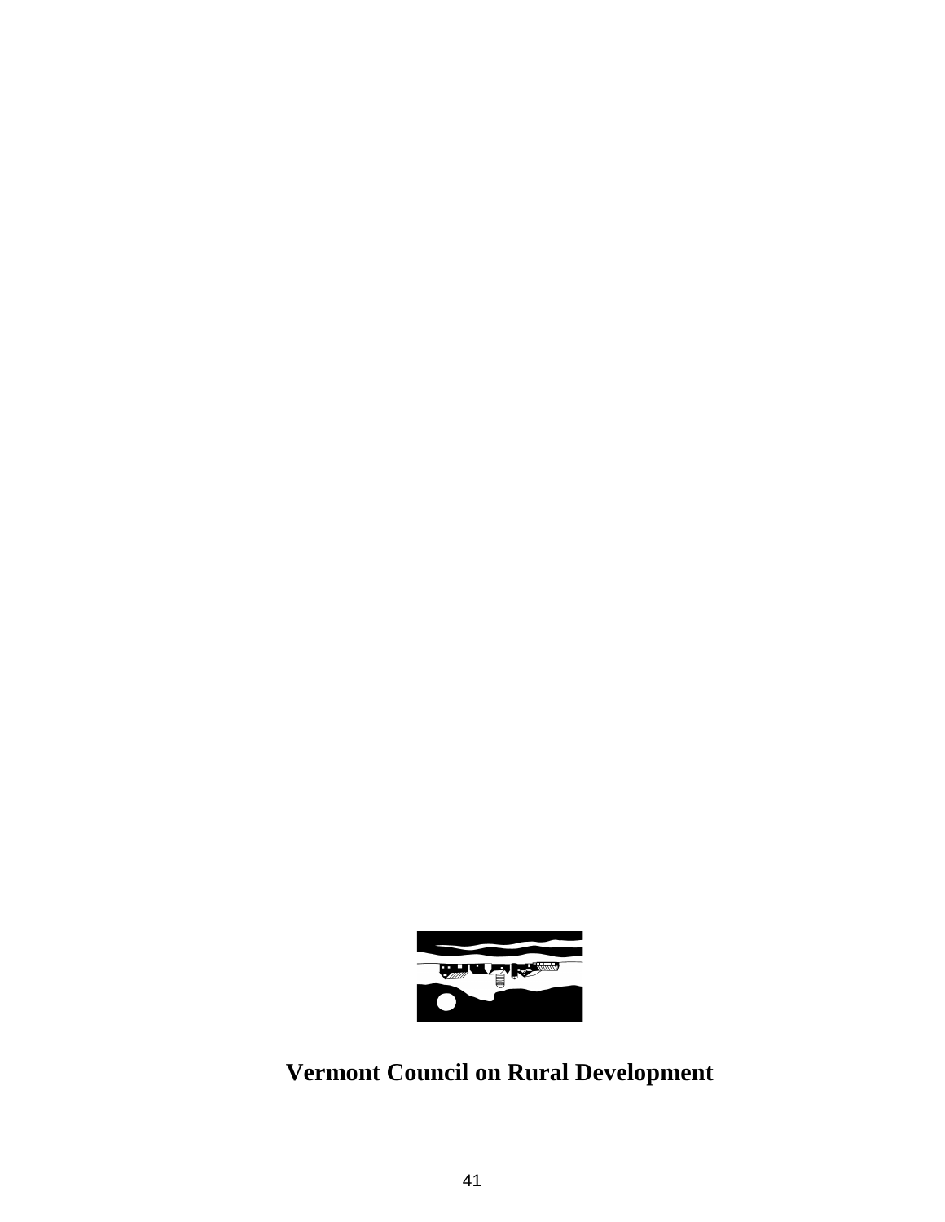**Vermont Council on Rural Development**